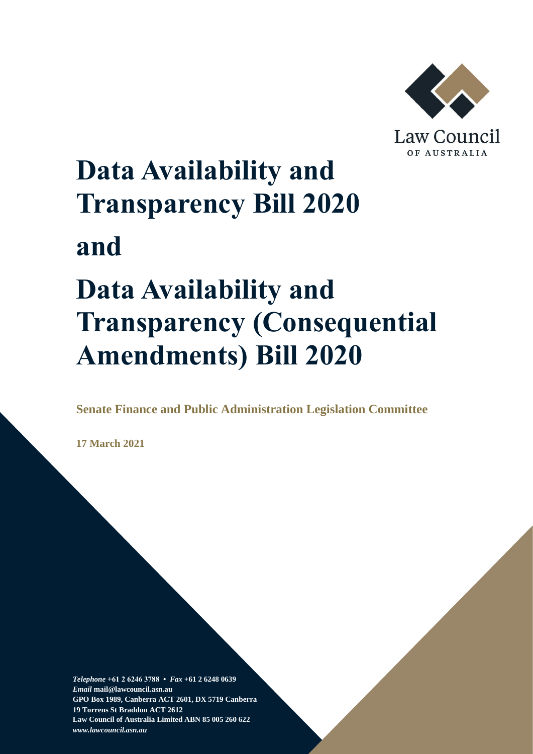Law Council OF AUSTRALIA

# Data Availability and Transparency Bill 2020

# and

# Data Availability and Transparency (Consequential Amendments) Bill 2020

**Senate Finance and Public Administration Legislation Committee**

**17 March 2021**

***Telephone*** **+61 2 6246 3788 •** ***Fax*** **+61 2 6248 0639**
***Email*** **mail@lawcouncil.asn.au**
**GPO Box 1989, Canberra ACT 2601, DX 5719 Canberra**
**19 Torrens St Braddon ACT 2612**
**Law Council of Australia Limited ABN 85 005 260 622**
***www.lawcouncil.asn.au***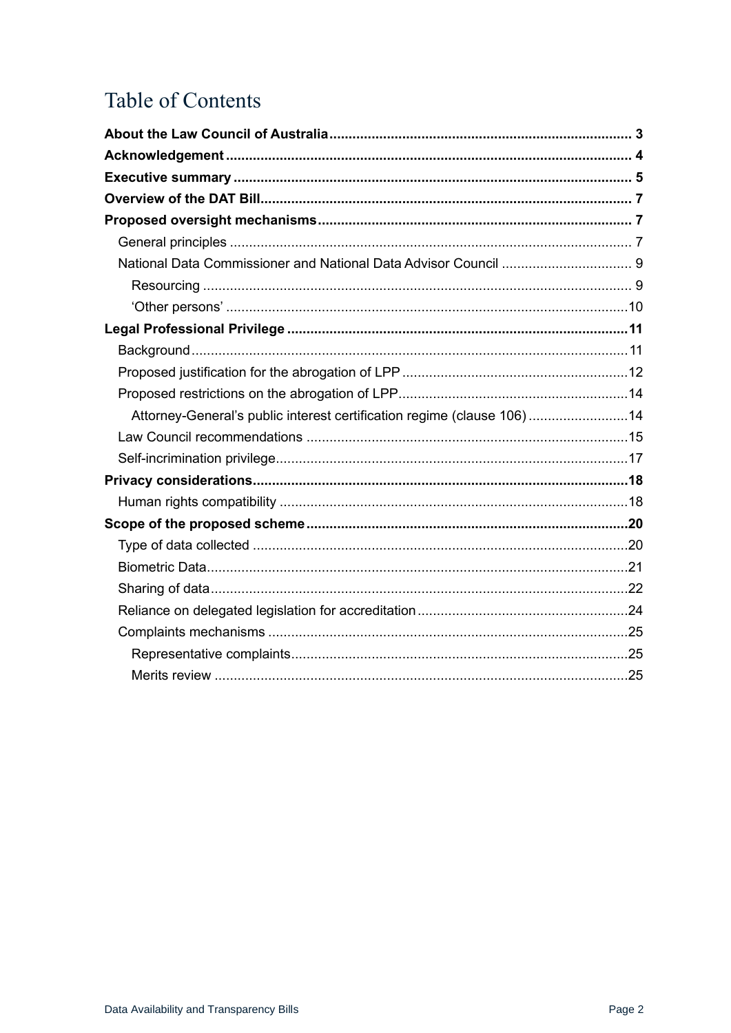# Table of Contents

**About the Law Council of Australia** ..... **3**

**Acknowledgement** ..... **4**

**Executive summary** ..... **5**

**Overview of the DAT Bill** ..... **7**

**Proposed oversight mechanisms** ..... **7**

- General principles ..... 7
- National Data Commissioner and National Data Advisor Council ..... 9
  - Resourcing ..... 9
  - ‘Other persons’ ..... 10

**Legal Professional Privilege** ..... **11**

- Background ..... 11
- Proposed justification for the abrogation of LPP ..... 12
- Proposed restrictions on the abrogation of LPP ..... 14
  - Attorney-General’s public interest certification regime (clause 106) ..... 14
- Law Council recommendations ..... 15
- Self-incrimination privilege ..... 17

**Privacy considerations** ..... **18**

- Human rights compatibility ..... 18

**Scope of the proposed scheme** ..... **20**

- Type of data collected ..... 20
- Biometric Data ..... 21
- Sharing of data ..... 22
- Reliance on delegated legislation for accreditation ..... 24
- Complaints mechanisms ..... 25
  - Representative complaints ..... 25
  - Merits review ..... 25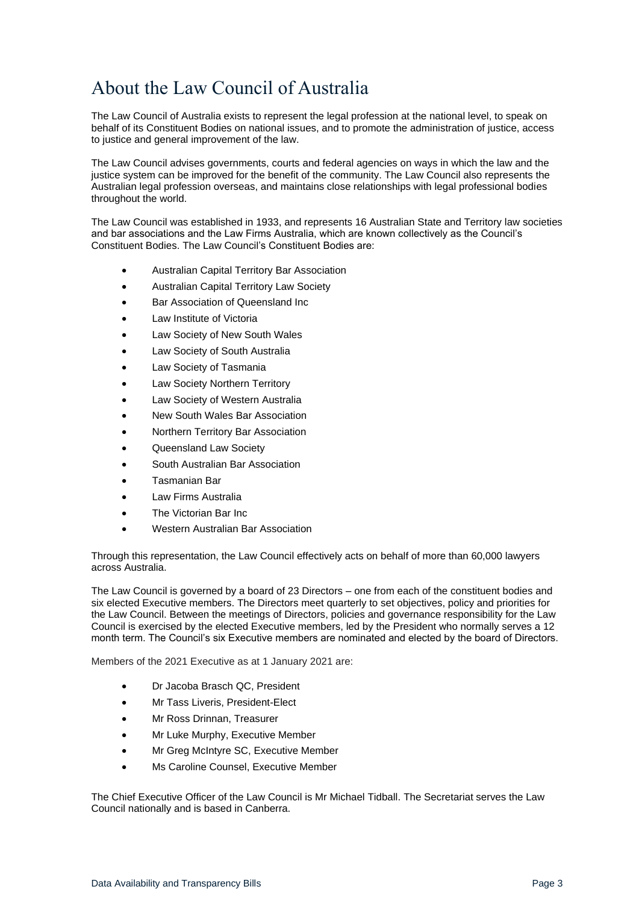# About the Law Council of Australia

The Law Council of Australia exists to represent the legal profession at the national level, to speak on behalf of its Constituent Bodies on national issues, and to promote the administration of justice, access to justice and general improvement of the law.

The Law Council advises governments, courts and federal agencies on ways in which the law and the justice system can be improved for the benefit of the community. The Law Council also represents the Australian legal profession overseas, and maintains close relationships with legal professional bodies throughout the world.

The Law Council was established in 1933, and represents 16 Australian State and Territory law societies and bar associations and the Law Firms Australia, which are known collectively as the Council's Constituent Bodies. The Law Council's Constituent Bodies are:

- Australian Capital Territory Bar Association
- Australian Capital Territory Law Society
- Bar Association of Queensland Inc
- Law Institute of Victoria
- Law Society of New South Wales
- Law Society of South Australia
- Law Society of Tasmania
- Law Society Northern Territory
- Law Society of Western Australia
- New South Wales Bar Association
- Northern Territory Bar Association
- Queensland Law Society
- South Australian Bar Association
- Tasmanian Bar
- Law Firms Australia
- The Victorian Bar Inc
- Western Australian Bar Association

Through this representation, the Law Council effectively acts on behalf of more than 60,000 lawyers across Australia.

The Law Council is governed by a board of 23 Directors – one from each of the constituent bodies and six elected Executive members. The Directors meet quarterly to set objectives, policy and priorities for the Law Council. Between the meetings of Directors, policies and governance responsibility for the Law Council is exercised by the elected Executive members, led by the President who normally serves a 12 month term. The Council's six Executive members are nominated and elected by the board of Directors.

Members of the 2021 Executive as at 1 January 2021 are:

- Dr Jacoba Brasch QC, President
- Mr Tass Liveris, President-Elect
- Mr Ross Drinnan, Treasurer
- Mr Luke Murphy, Executive Member
- Mr Greg McIntyre SC, Executive Member
- Ms Caroline Counsel, Executive Member

The Chief Executive Officer of the Law Council is Mr Michael Tidball. The Secretariat serves the Law Council nationally and is based in Canberra.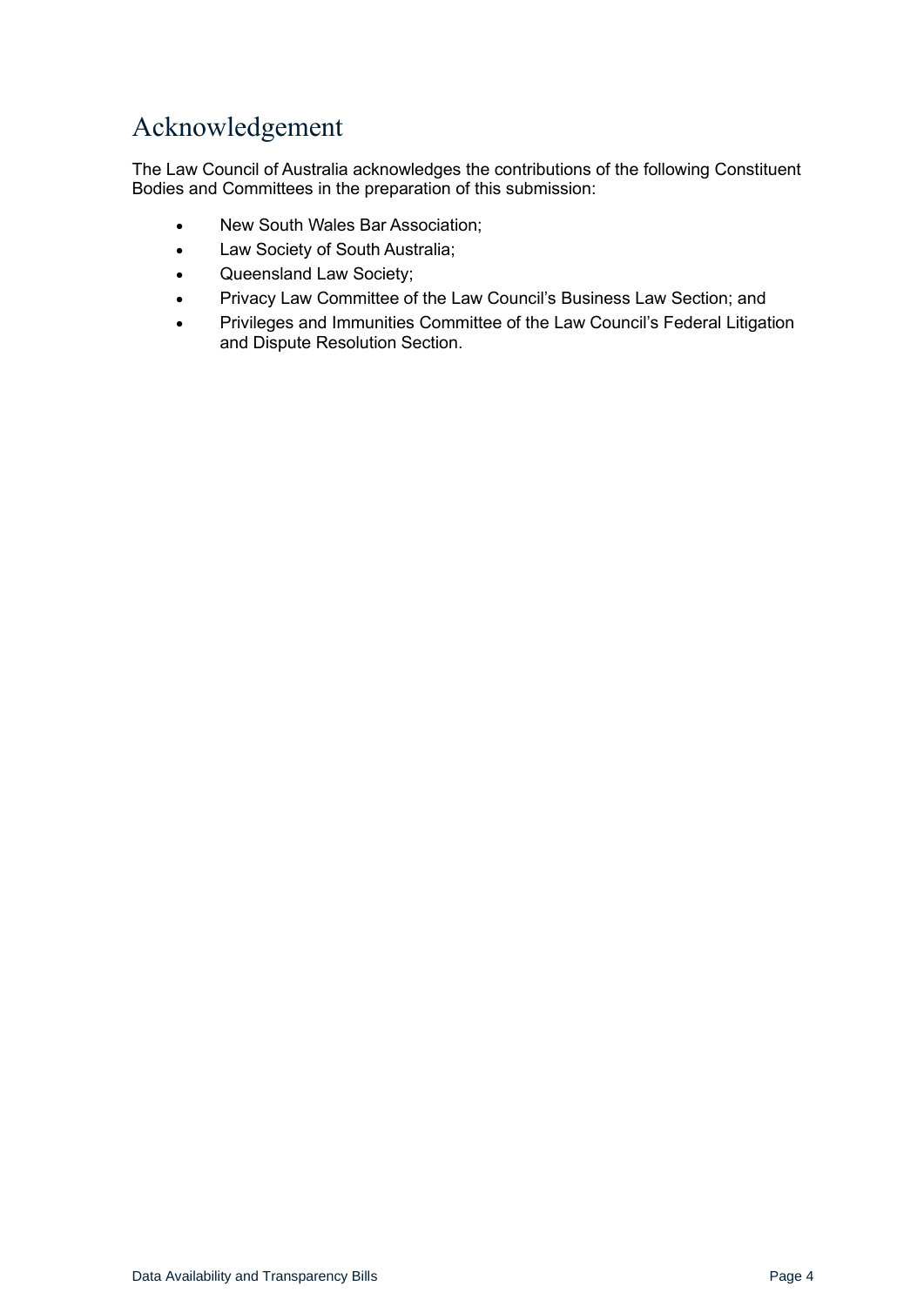# Acknowledgement

The Law Council of Australia acknowledges the contributions of the following Constituent Bodies and Committees in the preparation of this submission:

- New South Wales Bar Association;
- Law Society of South Australia;
- Queensland Law Society;
- Privacy Law Committee of the Law Council's Business Law Section; and
- Privileges and Immunities Committee of the Law Council's Federal Litigation and Dispute Resolution Section.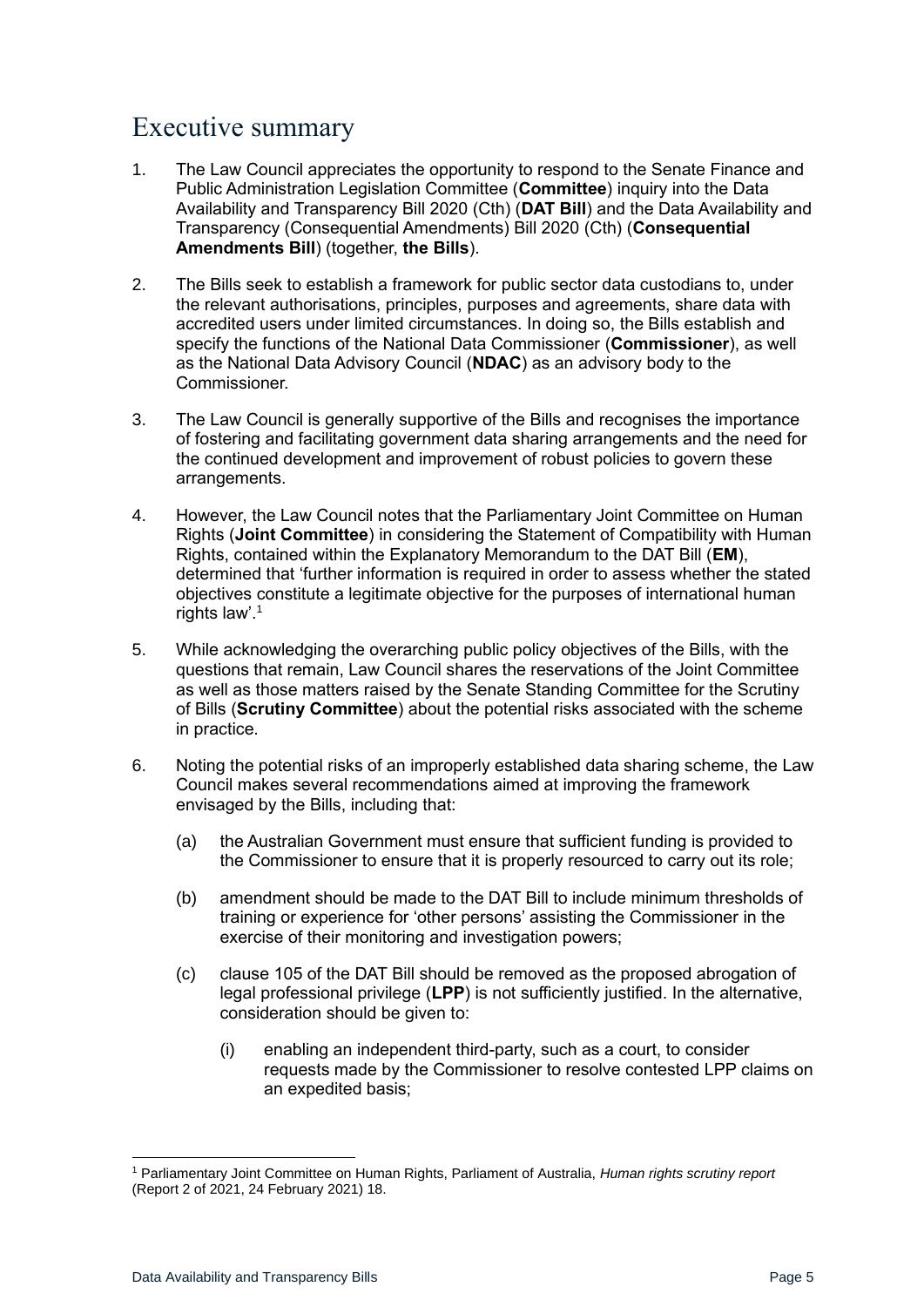# Executive summary

1. The Law Council appreciates the opportunity to respond to the Senate Finance and Public Administration Legislation Committee (**Committee**) inquiry into the Data Availability and Transparency Bill 2020 (Cth) (**DAT Bill**) and the Data Availability and Transparency (Consequential Amendments) Bill 2020 (Cth) (**Consequential Amendments Bill**) (together, **the Bills**).

2. The Bills seek to establish a framework for public sector data custodians to, under the relevant authorisations, principles, purposes and agreements, share data with accredited users under limited circumstances. In doing so, the Bills establish and specify the functions of the National Data Commissioner (**Commissioner**), as well as the National Data Advisory Council (**NDAC**) as an advisory body to the Commissioner.

3. The Law Council is generally supportive of the Bills and recognises the importance of fostering and facilitating government data sharing arrangements and the need for the continued development and improvement of robust policies to govern these arrangements.

4. However, the Law Council notes that the Parliamentary Joint Committee on Human Rights (**Joint Committee**) in considering the Statement of Compatibility with Human Rights, contained within the Explanatory Memorandum to the DAT Bill (**EM**), determined that 'further information is required in order to assess whether the stated objectives constitute a legitimate objective for the purposes of international human rights law'.[1]

5. While acknowledging the overarching public policy objectives of the Bills, with the questions that remain, Law Council shares the reservations of the Joint Committee as well as those matters raised by the Senate Standing Committee for the Scrutiny of Bills (**Scrutiny Committee**) about the potential risks associated with the scheme in practice.

6. Noting the potential risks of an improperly established data sharing scheme, the Law Council makes several recommendations aimed at improving the framework envisaged by the Bills, including that:

   (a) the Australian Government must ensure that sufficient funding is provided to the Commissioner to ensure that it is properly resourced to carry out its role;

   (b) amendment should be made to the DAT Bill to include minimum thresholds of training or experience for 'other persons' assisting the Commissioner in the exercise of their monitoring and investigation powers;

   (c) clause 105 of the DAT Bill should be removed as the proposed abrogation of legal professional privilege (**LPP**) is not sufficiently justified. In the alternative, consideration should be given to:

      (i) enabling an independent third-party, such as a court, to consider requests made by the Commissioner to resolve contested LPP claims on an expedited basis;

[1] Parliamentary Joint Committee on Human Rights, Parliament of Australia, *Human rights scrutiny report* (Report 2 of 2021, 24 February 2021) 18.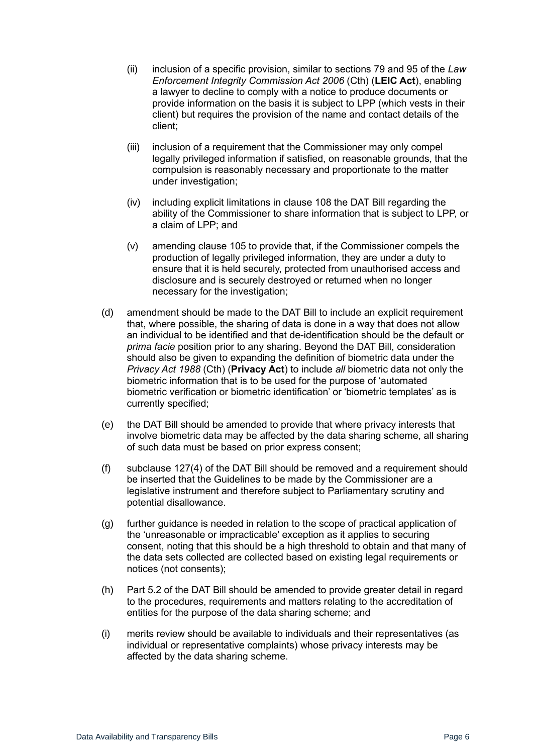(ii) inclusion of a specific provision, similar to sections 79 and 95 of the *Law Enforcement Integrity Commission Act 2006* (Cth) (**LEIC Act**), enabling a lawyer to decline to comply with a notice to produce documents or provide information on the basis it is subject to LPP (which vests in their client) but requires the provision of the name and contact details of the client;

(iii) inclusion of a requirement that the Commissioner may only compel legally privileged information if satisfied, on reasonable grounds, that the compulsion is reasonably necessary and proportionate to the matter under investigation;

(iv) including explicit limitations in clause 108 the DAT Bill regarding the ability of the Commissioner to share information that is subject to LPP, or a claim of LPP; and

(v) amending clause 105 to provide that, if the Commissioner compels the production of legally privileged information, they are under a duty to ensure that it is held securely, protected from unauthorised access and disclosure and is securely destroyed or returned when no longer necessary for the investigation;

(d) amendment should be made to the DAT Bill to include an explicit requirement that, where possible, the sharing of data is done in a way that does not allow an individual to be identified and that de-identification should be the default or *prima facie* position prior to any sharing. Beyond the DAT Bill, consideration should also be given to expanding the definition of biometric data under the *Privacy Act 1988* (Cth) (**Privacy Act**) to include *all* biometric data not only the biometric information that is to be used for the purpose of 'automated biometric verification or biometric identification' or 'biometric templates' as is currently specified;

(e) the DAT Bill should be amended to provide that where privacy interests that involve biometric data may be affected by the data sharing scheme, all sharing of such data must be based on prior express consent;

(f) subclause 127(4) of the DAT Bill should be removed and a requirement should be inserted that the Guidelines to be made by the Commissioner are a legislative instrument and therefore subject to Parliamentary scrutiny and potential disallowance.

(g) further guidance is needed in relation to the scope of practical application of the 'unreasonable or impracticable' exception as it applies to securing consent, noting that this should be a high threshold to obtain and that many of the data sets collected are collected based on existing legal requirements or notices (not consents);

(h) Part 5.2 of the DAT Bill should be amended to provide greater detail in regard to the procedures, requirements and matters relating to the accreditation of entities for the purpose of the data sharing scheme; and

(i) merits review should be available to individuals and their representatives (as individual or representative complaints) whose privacy interests may be affected by the data sharing scheme.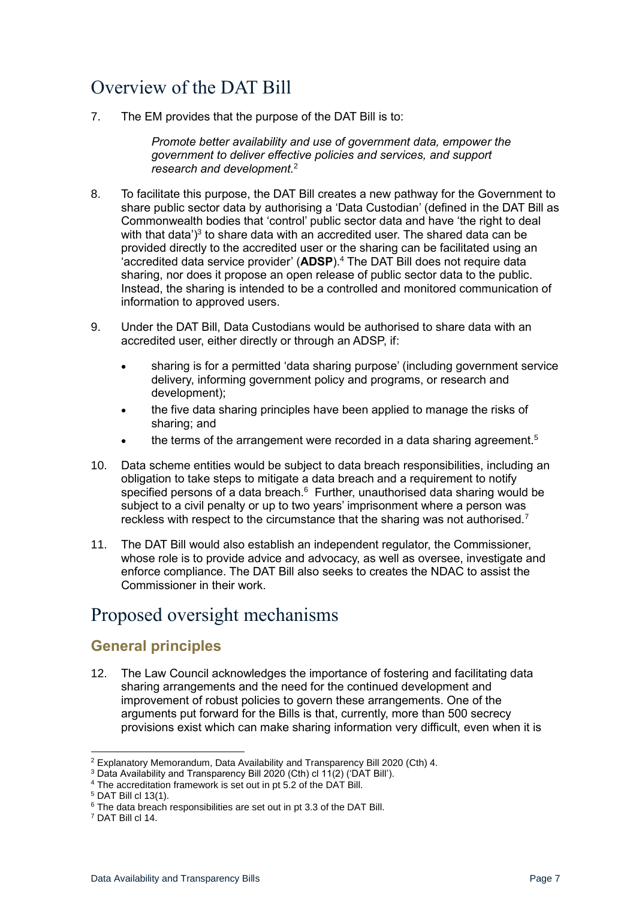# Overview of the DAT Bill

7. The EM provides that the purpose of the DAT Bill is to:

   *Promote better availability and use of government data, empower the government to deliver effective policies and services, and support research and development.*[2]

8. To facilitate this purpose, the DAT Bill creates a new pathway for the Government to share public sector data by authorising a 'Data Custodian' (defined in the DAT Bill as Commonwealth bodies that 'control' public sector data and have 'the right to deal with that data')[3] to share data with an accredited user. The shared data can be provided directly to the accredited user or the sharing can be facilitated using an 'accredited data service provider' (**ADSP**).[4] The DAT Bill does not require data sharing, nor does it propose an open release of public sector data to the public. Instead, the sharing is intended to be a controlled and monitored communication of information to approved users.

9. Under the DAT Bill, Data Custodians would be authorised to share data with an accredited user, either directly or through an ADSP, if:

   - sharing is for a permitted 'data sharing purpose' (including government service delivery, informing government policy and programs, or research and development);
   - the five data sharing principles have been applied to manage the risks of sharing; and
   - the terms of the arrangement were recorded in a data sharing agreement.[5]

10. Data scheme entities would be subject to data breach responsibilities, including an obligation to take steps to mitigate a data breach and a requirement to notify specified persons of a data breach.[6] Further, unauthorised data sharing would be subject to a civil penalty or up to two years' imprisonment where a person was reckless with respect to the circumstance that the sharing was not authorised.[7]

11. The DAT Bill would also establish an independent regulator, the Commissioner, whose role is to provide advice and advocacy, as well as oversee, investigate and enforce compliance. The DAT Bill also seeks to creates the NDAC to assist the Commissioner in their work.

# Proposed oversight mechanisms

## General principles

12. The Law Council acknowledges the importance of fostering and facilitating data sharing arrangements and the need for the continued development and improvement of robust policies to govern these arrangements. One of the arguments put forward for the Bills is that, currently, more than 500 secrecy provisions exist which can make sharing information very difficult, even when it is

---

[2] Explanatory Memorandum, Data Availability and Transparency Bill 2020 (Cth) 4.

[3] Data Availability and Transparency Bill 2020 (Cth) cl 11(2) ('DAT Bill').

[4] The accreditation framework is set out in pt 5.2 of the DAT Bill.

[5] DAT Bill cl 13(1).

[6] The data breach responsibilities are set out in pt 3.3 of the DAT Bill.

[7] DAT Bill cl 14.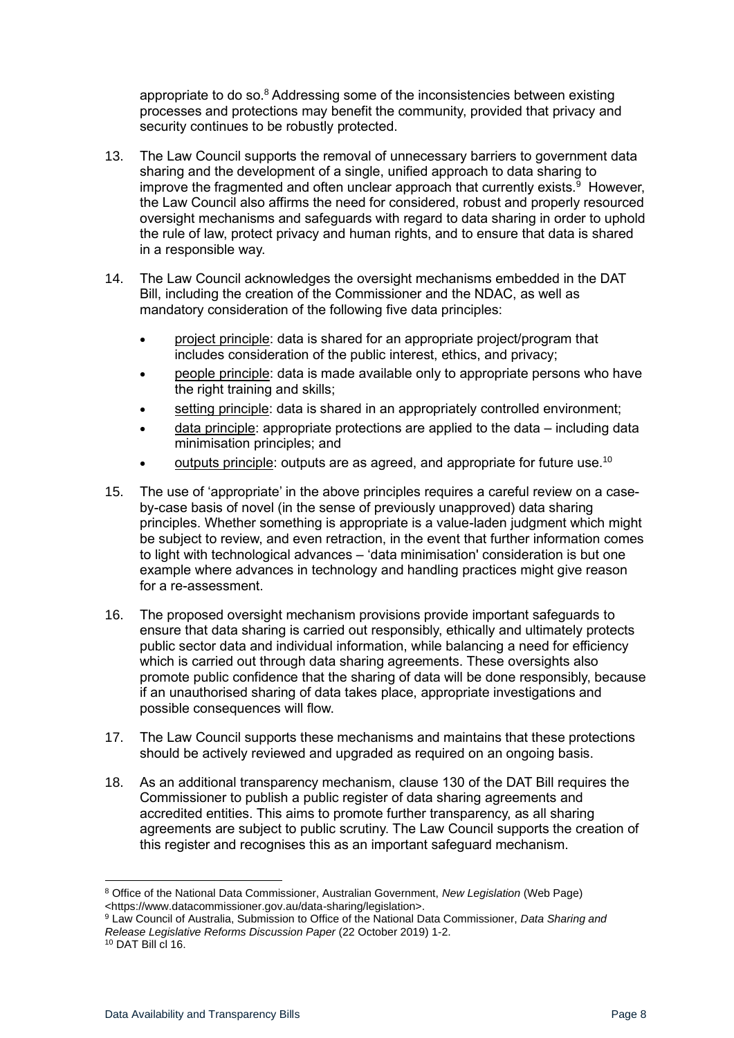appropriate to do so.[8] Addressing some of the inconsistencies between existing processes and protections may benefit the community, provided that privacy and security continues to be robustly protected.

13. The Law Council supports the removal of unnecessary barriers to government data sharing and the development of a single, unified approach to data sharing to improve the fragmented and often unclear approach that currently exists.[9] However, the Law Council also affirms the need for considered, robust and properly resourced oversight mechanisms and safeguards with regard to data sharing in order to uphold the rule of law, protect privacy and human rights, and to ensure that data is shared in a responsible way.

14. The Law Council acknowledges the oversight mechanisms embedded in the DAT Bill, including the creation of the Commissioner and the NDAC, as well as mandatory consideration of the following five data principles:

    - project principle: data is shared for an appropriate project/program that includes consideration of the public interest, ethics, and privacy;
    - people principle: data is made available only to appropriate persons who have the right training and skills;
    - setting principle: data is shared in an appropriately controlled environment;
    - data principle: appropriate protections are applied to the data – including data minimisation principles; and
    - outputs principle: outputs are as agreed, and appropriate for future use.[10]

15. The use of 'appropriate' in the above principles requires a careful review on a case-by-case basis of novel (in the sense of previously unapproved) data sharing principles. Whether something is appropriate is a value-laden judgment which might be subject to review, and even retraction, in the event that further information comes to light with technological advances – 'data minimisation' consideration is but one example where advances in technology and handling practices might give reason for a re-assessment.

16. The proposed oversight mechanism provisions provide important safeguards to ensure that data sharing is carried out responsibly, ethically and ultimately protects public sector data and individual information, while balancing a need for efficiency which is carried out through data sharing agreements. These oversights also promote public confidence that the sharing of data will be done responsibly, because if an unauthorised sharing of data takes place, appropriate investigations and possible consequences will flow.

17. The Law Council supports these mechanisms and maintains that these protections should be actively reviewed and upgraded as required on an ongoing basis.

18. As an additional transparency mechanism, clause 130 of the DAT Bill requires the Commissioner to publish a public register of data sharing agreements and accredited entities. This aims to promote further transparency, as all sharing agreements are subject to public scrutiny. The Law Council supports the creation of this register and recognises this as an important safeguard mechanism.

---

[8] Office of the National Data Commissioner, Australian Government, *New Legislation* (Web Page) <https://www.datacommissioner.gov.au/data-sharing/legislation>.

[9] Law Council of Australia, Submission to Office of the National Data Commissioner, *Data Sharing and Release Legislative Reforms Discussion Paper* (22 October 2019) 1-2.

[10] DAT Bill cl 16.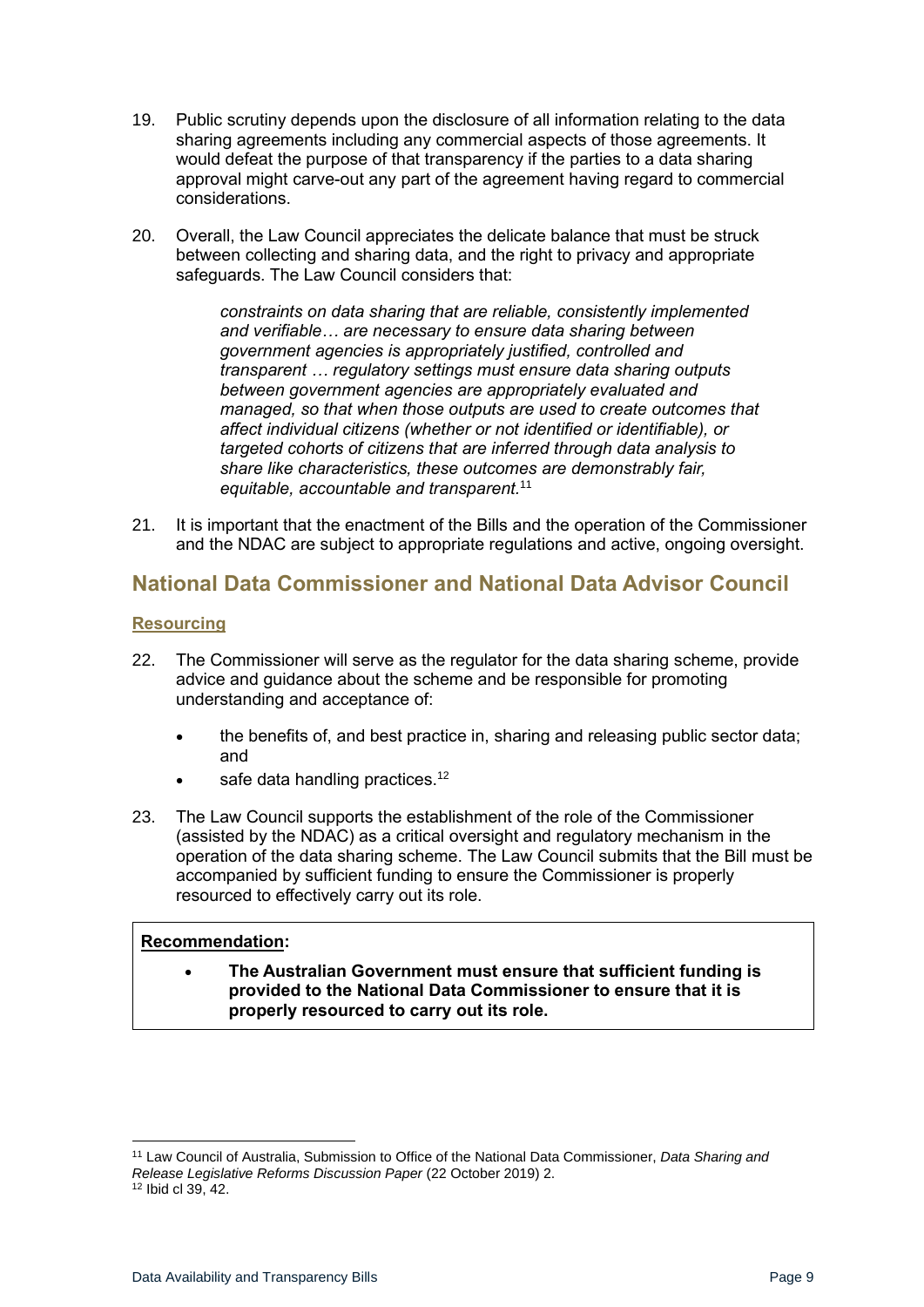19. Public scrutiny depends upon the disclosure of all information relating to the data sharing agreements including any commercial aspects of those agreements. It would defeat the purpose of that transparency if the parties to a data sharing approval might carve-out any part of the agreement having regard to commercial considerations.

20. Overall, the Law Council appreciates the delicate balance that must be struck between collecting and sharing data, and the right to privacy and appropriate safeguards. The Law Council considers that:

> *constraints on data sharing that are reliable, consistently implemented and verifiable… are necessary to ensure data sharing between government agencies is appropriately justified, controlled and transparent … regulatory settings must ensure data sharing outputs between government agencies are appropriately evaluated and managed, so that when those outputs are used to create outcomes that affect individual citizens (whether or not identified or identifiable), or targeted cohorts of citizens that are inferred through data analysis to share like characteristics, these outcomes are demonstrably fair, equitable, accountable and transparent.*[11]

21. It is important that the enactment of the Bills and the operation of the Commissioner and the NDAC are subject to appropriate regulations and active, ongoing oversight.

## National Data Commissioner and National Data Advisor Council

### Resourcing

22. The Commissioner will serve as the regulator for the data sharing scheme, provide advice and guidance about the scheme and be responsible for promoting understanding and acceptance of:

    - the benefits of, and best practice in, sharing and releasing public sector data; and
    - safe data handling practices.[12]

23. The Law Council supports the establishment of the role of the Commissioner (assisted by the NDAC) as a critical oversight and regulatory mechanism in the operation of the data sharing scheme. The Law Council submits that the Bill must be accompanied by sufficient funding to ensure the Commissioner is properly resourced to effectively carry out its role.

> **Recommendation:**
>
> - **The Australian Government must ensure that sufficient funding is provided to the National Data Commissioner to ensure that it is properly resourced to carry out its role.**

---

[11] Law Council of Australia, Submission to Office of the National Data Commissioner, *Data Sharing and Release Legislative Reforms Discussion Paper* (22 October 2019) 2.

[12] Ibid cl 39, 42.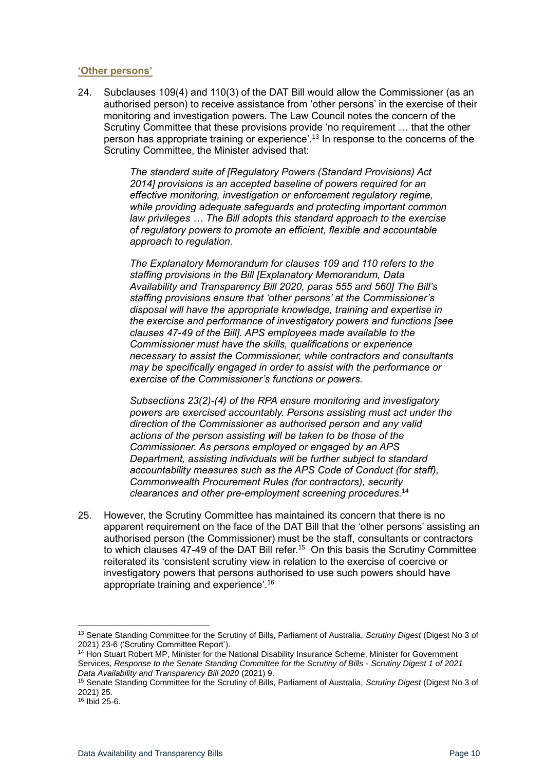### 'Other persons'

24. Subclauses 109(4) and 110(3) of the DAT Bill would allow the Commissioner (as an authorised person) to receive assistance from 'other persons' in the exercise of their monitoring and investigation powers. The Law Council notes the concern of the Scrutiny Committee that these provisions provide 'no requirement … that the other person has appropriate training or experience'.[13] In response to the concerns of the Scrutiny Committee, the Minister advised that:

> *The standard suite of [Regulatory Powers (Standard Provisions) Act 2014] provisions is an accepted baseline of powers required for an effective monitoring, investigation or enforcement regulatory regime, while providing adequate safeguards and protecting important common law privileges … The Bill adopts this standard approach to the exercise of regulatory powers to promote an efficient, flexible and accountable approach to regulation.*
>
> *The Explanatory Memorandum for clauses 109 and 110 refers to the staffing provisions in the Bill [Explanatory Memorandum, Data Availability and Transparency Bill 2020, paras 555 and 560] The Bill's staffing provisions ensure that 'other persons' at the Commissioner's disposal will have the appropriate knowledge, training and expertise in the exercise and performance of investigatory powers and functions [see clauses 47-49 of the Bill]. APS employees made available to the Commissioner must have the skills, qualifications or experience necessary to assist the Commissioner, while contractors and consultants may be specifically engaged in order to assist with the performance or exercise of the Commissioner's functions or powers.*
>
> *Subsections 23(2)-(4) of the RPA ensure monitoring and investigatory powers are exercised accountably. Persons assisting must act under the direction of the Commissioner as authorised person and any valid actions of the person assisting will be taken to be those of the Commissioner. As persons employed or engaged by an APS Department, assisting individuals will be further subject to standard accountability measures such as the APS Code of Conduct (for staff), Commonwealth Procurement Rules (for contractors), security clearances and other pre-employment screening procedures.*[14]

25. However, the Scrutiny Committee has maintained its concern that there is no apparent requirement on the face of the DAT Bill that the 'other persons' assisting an authorised person (the Commissioner) must be the staff, consultants or contractors to which clauses 47-49 of the DAT Bill refer.[15] On this basis the Scrutiny Committee reiterated its 'consistent scrutiny view in relation to the exercise of coercive or investigatory powers that persons authorised to use such powers should have appropriate training and experience'.[16]

---

[13] Senate Standing Committee for the Scrutiny of Bills, Parliament of Australia, *Scrutiny Digest* (Digest No 3 of 2021) 23-6 ('Scrutiny Committee Report').

[14] Hon Stuart Robert MP, Minister for the National Disability Insurance Scheme, Minister for Government Services, *Response to the Senate Standing Committee for the Scrutiny of Bills - Scrutiny Digest 1 of 2021 Data Availability and Transparency Bill 2020* (2021) 9.

[15] Senate Standing Committee for the Scrutiny of Bills, Parliament of Australia, *Scrutiny Digest* (Digest No 3 of 2021) 25.

[16] Ibid 25-6.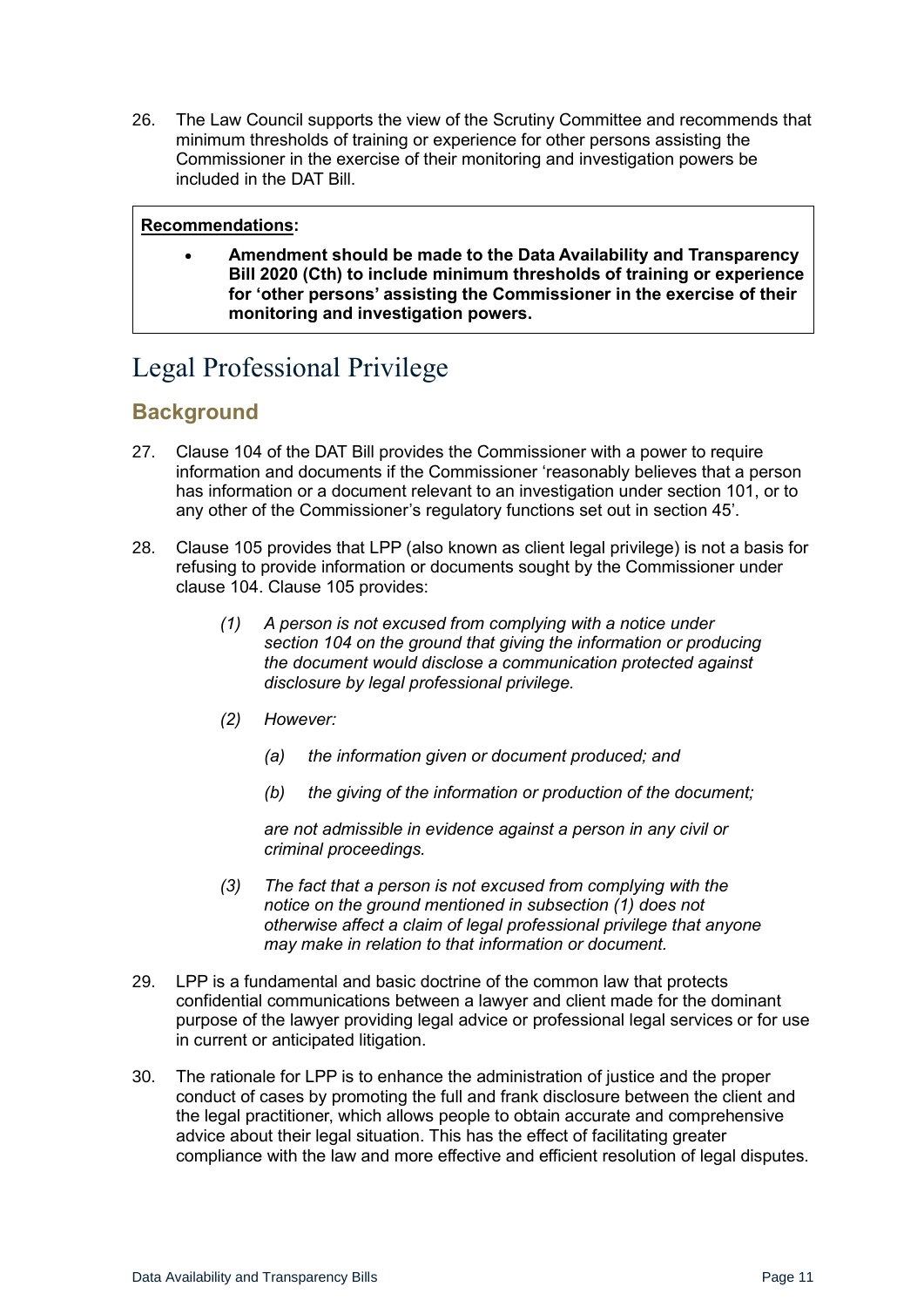26. The Law Council supports the view of the Scrutiny Committee and recommends that minimum thresholds of training or experience for other persons assisting the Commissioner in the exercise of their monitoring and investigation powers be included in the DAT Bill.

> **Recommendations:**
>
> - **Amendment should be made to the Data Availability and Transparency Bill 2020 (Cth) to include minimum thresholds of training or experience for 'other persons' assisting the Commissioner in the exercise of their monitoring and investigation powers.**

# Legal Professional Privilege

## Background

27. Clause 104 of the DAT Bill provides the Commissioner with a power to require information and documents if the Commissioner 'reasonably believes that a person has information or a document relevant to an investigation under section 101, or to any other of the Commissioner's regulatory functions set out in section 45'.

28. Clause 105 provides that LPP (also known as client legal privilege) is not a basis for refusing to provide information or documents sought by the Commissioner under clause 104. Clause 105 provides:

    *(1) A person is not excused from complying with a notice under section 104 on the ground that giving the information or producing the document would disclose a communication protected against disclosure by legal professional privilege.*

    *(2) However:*

    *(a) the information given or document produced; and*

    *(b) the giving of the information or production of the document;*

    *are not admissible in evidence against a person in any civil or criminal proceedings.*

    *(3) The fact that a person is not excused from complying with the notice on the ground mentioned in subsection (1) does not otherwise affect a claim of legal professional privilege that anyone may make in relation to that information or document.*

29. LPP is a fundamental and basic doctrine of the common law that protects confidential communications between a lawyer and client made for the dominant purpose of the lawyer providing legal advice or professional legal services or for use in current or anticipated litigation.

30. The rationale for LPP is to enhance the administration of justice and the proper conduct of cases by promoting the full and frank disclosure between the client and the legal practitioner, which allows people to obtain accurate and comprehensive advice about their legal situation. This has the effect of facilitating greater compliance with the law and more effective and efficient resolution of legal disputes.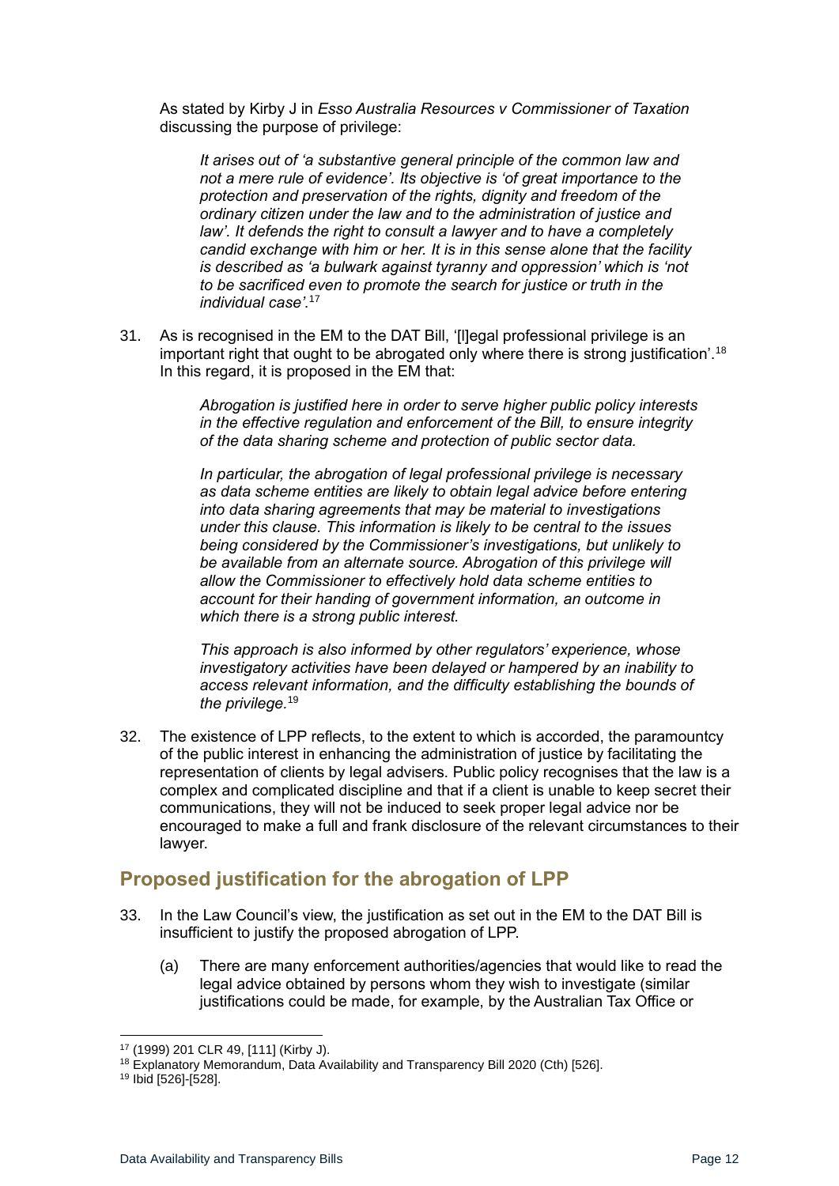As stated by Kirby J in *Esso Australia Resources v Commissioner of Taxation* discussing the purpose of privilege:

> *It arises out of 'a substantive general principle of the common law and not a mere rule of evidence'. Its objective is 'of great importance to the protection and preservation of the rights, dignity and freedom of the ordinary citizen under the law and to the administration of justice and law'. It defends the right to consult a lawyer and to have a completely candid exchange with him or her. It is in this sense alone that the facility is described as 'a bulwark against tyranny and oppression' which is 'not to be sacrificed even to promote the search for justice or truth in the individual case'.*[17]

31. As is recognised in the EM to the DAT Bill, '[l]egal professional privilege is an important right that ought to be abrogated only where there is strong justification'.[18] In this regard, it is proposed in the EM that:

> *Abrogation is justified here in order to serve higher public policy interests in the effective regulation and enforcement of the Bill, to ensure integrity of the data sharing scheme and protection of public sector data.*
>
> *In particular, the abrogation of legal professional privilege is necessary as data scheme entities are likely to obtain legal advice before entering into data sharing agreements that may be material to investigations under this clause. This information is likely to be central to the issues being considered by the Commissioner's investigations, but unlikely to be available from an alternate source. Abrogation of this privilege will allow the Commissioner to effectively hold data scheme entities to account for their handing of government information, an outcome in which there is a strong public interest.*
>
> *This approach is also informed by other regulators' experience, whose investigatory activities have been delayed or hampered by an inability to access relevant information, and the difficulty establishing the bounds of the privilege.*[19]

32. The existence of LPP reflects, to the extent to which is accorded, the paramountcy of the public interest in enhancing the administration of justice by facilitating the representation of clients by legal advisers. Public policy recognises that the law is a complex and complicated discipline and that if a client is unable to keep secret their communications, they will not be induced to seek proper legal advice nor be encouraged to make a full and frank disclosure of the relevant circumstances to their lawyer.

## Proposed justification for the abrogation of LPP

33. In the Law Council's view, the justification as set out in the EM to the DAT Bill is insufficient to justify the proposed abrogation of LPP.

    (a) There are many enforcement authorities/agencies that would like to read the legal advice obtained by persons whom they wish to investigate (similar justifications could be made, for example, by the Australian Tax Office or

---

[17] (1999) 201 CLR 49, [111] (Kirby J).

[18] Explanatory Memorandum, Data Availability and Transparency Bill 2020 (Cth) [526].

[19] Ibid [526]-[528].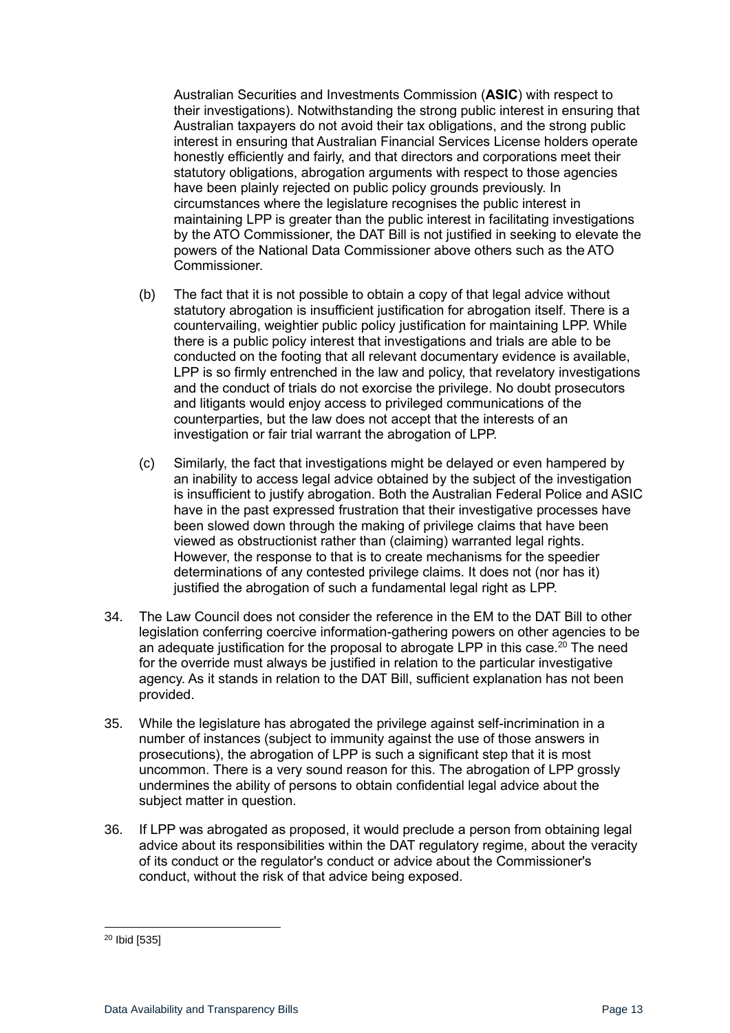Australian Securities and Investments Commission (**ASIC**) with respect to their investigations). Notwithstanding the strong public interest in ensuring that Australian taxpayers do not avoid their tax obligations, and the strong public interest in ensuring that Australian Financial Services License holders operate honestly efficiently and fairly, and that directors and corporations meet their statutory obligations, abrogation arguments with respect to those agencies have been plainly rejected on public policy grounds previously. In circumstances where the legislature recognises the public interest in maintaining LPP is greater than the public interest in facilitating investigations by the ATO Commissioner, the DAT Bill is not justified in seeking to elevate the powers of the National Data Commissioner above others such as the ATO Commissioner.

(b) The fact that it is not possible to obtain a copy of that legal advice without statutory abrogation is insufficient justification for abrogation itself. There is a countervailing, weightier public policy justification for maintaining LPP. While there is a public policy interest that investigations and trials are able to be conducted on the footing that all relevant documentary evidence is available, LPP is so firmly entrenched in the law and policy, that revelatory investigations and the conduct of trials do not exorcise the privilege. No doubt prosecutors and litigants would enjoy access to privileged communications of the counterparties, but the law does not accept that the interests of an investigation or fair trial warrant the abrogation of LPP.

(c) Similarly, the fact that investigations might be delayed or even hampered by an inability to access legal advice obtained by the subject of the investigation is insufficient to justify abrogation. Both the Australian Federal Police and ASIC have in the past expressed frustration that their investigative processes have been slowed down through the making of privilege claims that have been viewed as obstructionist rather than (claiming) warranted legal rights. However, the response to that is to create mechanisms for the speedier determinations of any contested privilege claims. It does not (nor has it) justified the abrogation of such a fundamental legal right as LPP.

34. The Law Council does not consider the reference in the EM to the DAT Bill to other legislation conferring coercive information-gathering powers on other agencies to be an adequate justification for the proposal to abrogate LPP in this case.[20] The need for the override must always be justified in relation to the particular investigative agency. As it stands in relation to the DAT Bill, sufficient explanation has not been provided.

35. While the legislature has abrogated the privilege against self-incrimination in a number of instances (subject to immunity against the use of those answers in prosecutions), the abrogation of LPP is such a significant step that it is most uncommon. There is a very sound reason for this. The abrogation of LPP grossly undermines the ability of persons to obtain confidential legal advice about the subject matter in question.

36. If LPP was abrogated as proposed, it would preclude a person from obtaining legal advice about its responsibilities within the DAT regulatory regime, about the veracity of its conduct or the regulator's conduct or advice about the Commissioner's conduct, without the risk of that advice being exposed.

[20] Ibid [535]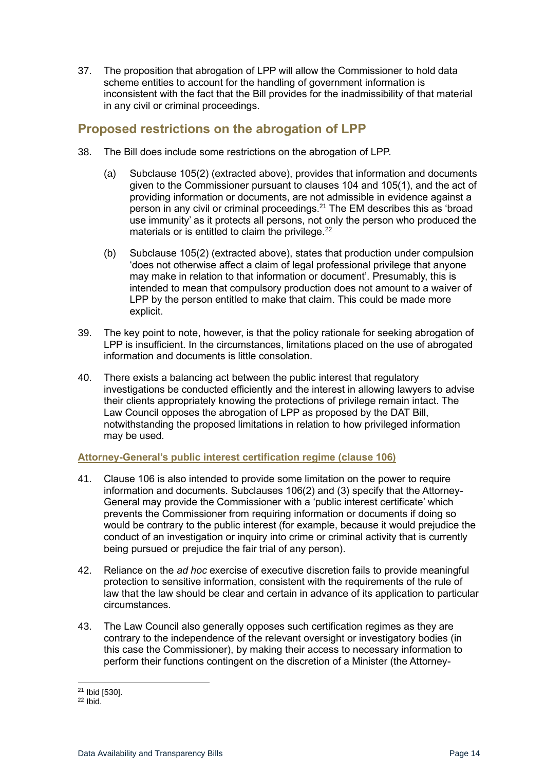37. The proposition that abrogation of LPP will allow the Commissioner to hold data scheme entities to account for the handling of government information is inconsistent with the fact that the Bill provides for the inadmissibility of that material in any civil or criminal proceedings.

## Proposed restrictions on the abrogation of LPP

38. The Bill does include some restrictions on the abrogation of LPP.

    (a) Subclause 105(2) (extracted above), provides that information and documents given to the Commissioner pursuant to clauses 104 and 105(1), and the act of providing information or documents, are not admissible in evidence against a person in any civil or criminal proceedings.[21] The EM describes this as 'broad use immunity' as it protects all persons, not only the person who produced the materials or is entitled to claim the privilege.[22]

    (b) Subclause 105(2) (extracted above), states that production under compulsion 'does not otherwise affect a claim of legal professional privilege that anyone may make in relation to that information or document'. Presumably, this is intended to mean that compulsory production does not amount to a waiver of LPP by the person entitled to make that claim. This could be made more explicit.

39. The key point to note, however, is that the policy rationale for seeking abrogation of LPP is insufficient. In the circumstances, limitations placed on the use of abrogated information and documents is little consolation.

40. There exists a balancing act between the public interest that regulatory investigations be conducted efficiently and the interest in allowing lawyers to advise their clients appropriately knowing the protections of privilege remain intact. The Law Council opposes the abrogation of LPP as proposed by the DAT Bill, notwithstanding the proposed limitations in relation to how privileged information may be used.

### Attorney-General's public interest certification regime (clause 106)

41. Clause 106 is also intended to provide some limitation on the power to require information and documents. Subclauses 106(2) and (3) specify that the Attorney-General may provide the Commissioner with a 'public interest certificate' which prevents the Commissioner from requiring information or documents if doing so would be contrary to the public interest (for example, because it would prejudice the conduct of an investigation or inquiry into crime or criminal activity that is currently being pursued or prejudice the fair trial of any person).

42. Reliance on the *ad hoc* exercise of executive discretion fails to provide meaningful protection to sensitive information, consistent with the requirements of the rule of law that the law should be clear and certain in advance of its application to particular circumstances.

43. The Law Council also generally opposes such certification regimes as they are contrary to the independence of the relevant oversight or investigatory bodies (in this case the Commissioner), by making their access to necessary information to perform their functions contingent on the discretion of a Minister (the Attorney-

---

[21] Ibid [530].

[22] Ibid.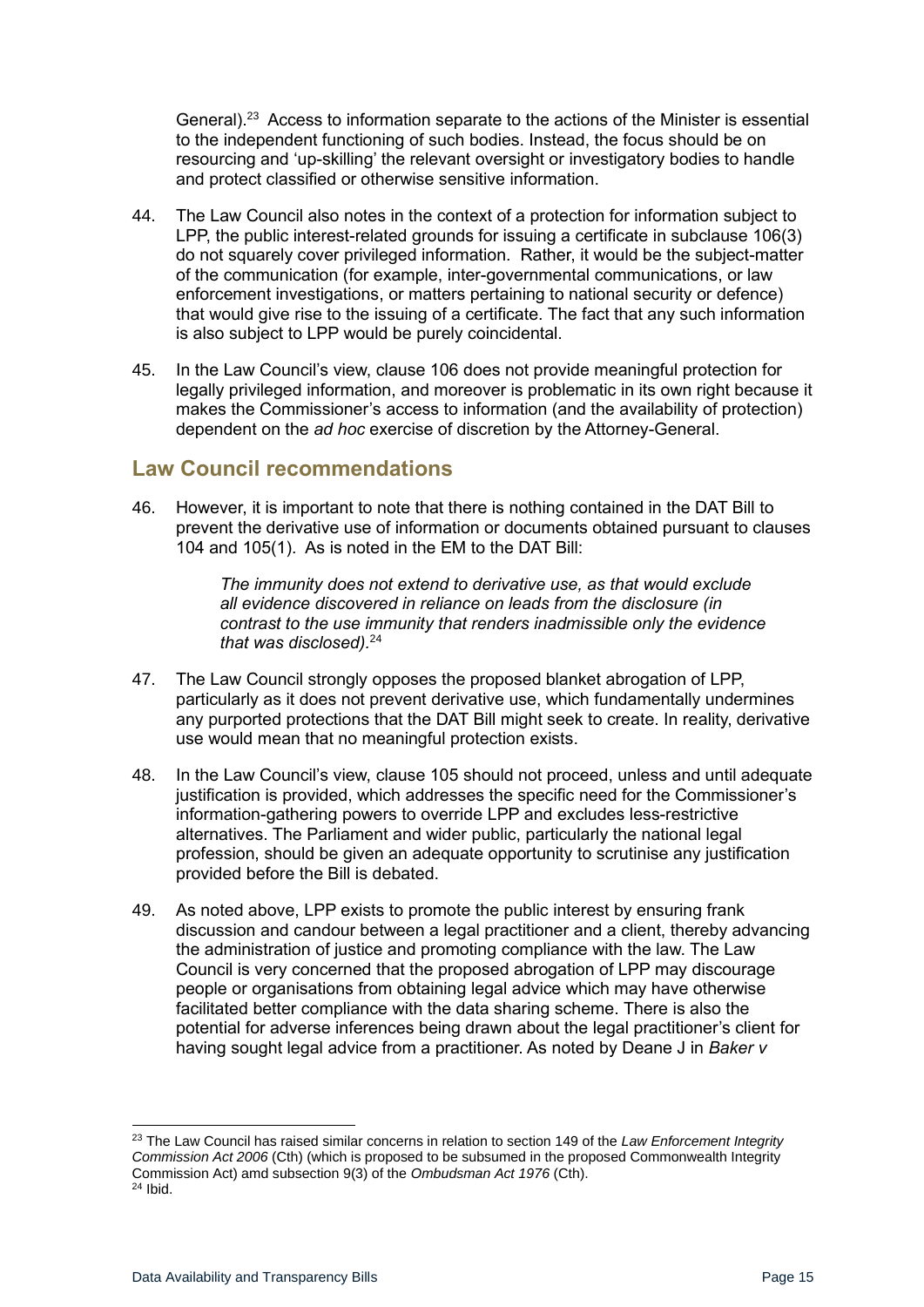General).[23] Access to information separate to the actions of the Minister is essential to the independent functioning of such bodies. Instead, the focus should be on resourcing and 'up-skilling' the relevant oversight or investigatory bodies to handle and protect classified or otherwise sensitive information.

44. The Law Council also notes in the context of a protection for information subject to LPP, the public interest-related grounds for issuing a certificate in subclause 106(3) do not squarely cover privileged information. Rather, it would be the subject-matter of the communication (for example, inter-governmental communications, or law enforcement investigations, or matters pertaining to national security or defence) that would give rise to the issuing of a certificate. The fact that any such information is also subject to LPP would be purely coincidental.

45. In the Law Council's view, clause 106 does not provide meaningful protection for legally privileged information, and moreover is problematic in its own right because it makes the Commissioner's access to information (and the availability of protection) dependent on the *ad hoc* exercise of discretion by the Attorney-General.

## Law Council recommendations

46. However, it is important to note that there is nothing contained in the DAT Bill to prevent the derivative use of information or documents obtained pursuant to clauses 104 and 105(1). As is noted in the EM to the DAT Bill:

> *The immunity does not extend to derivative use, as that would exclude all evidence discovered in reliance on leads from the disclosure (in contrast to the use immunity that renders inadmissible only the evidence that was disclosed).*[24]

47. The Law Council strongly opposes the proposed blanket abrogation of LPP, particularly as it does not prevent derivative use, which fundamentally undermines any purported protections that the DAT Bill might seek to create. In reality, derivative use would mean that no meaningful protection exists.

48. In the Law Council's view, clause 105 should not proceed, unless and until adequate justification is provided, which addresses the specific need for the Commissioner's information-gathering powers to override LPP and excludes less-restrictive alternatives. The Parliament and wider public, particularly the national legal profession, should be given an adequate opportunity to scrutinise any justification provided before the Bill is debated.

49. As noted above, LPP exists to promote the public interest by ensuring frank discussion and candour between a legal practitioner and a client, thereby advancing the administration of justice and promoting compliance with the law. The Law Council is very concerned that the proposed abrogation of LPP may discourage people or organisations from obtaining legal advice which may have otherwise facilitated better compliance with the data sharing scheme. There is also the potential for adverse inferences being drawn about the legal practitioner's client for having sought legal advice from a practitioner. As noted by Deane J in *Baker v*

---

[23] The Law Council has raised similar concerns in relation to section 149 of the *Law Enforcement Integrity Commission Act 2006* (Cth) (which is proposed to be subsumed in the proposed Commonwealth Integrity Commission Act) amd subsection 9(3) of the *Ombudsman Act 1976* (Cth).

[24] Ibid.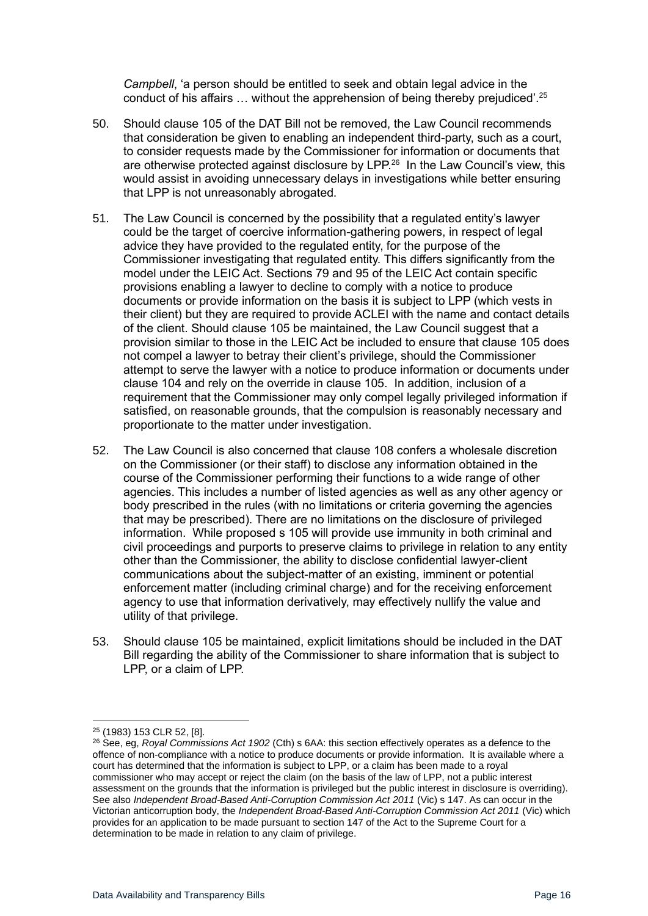*Campbell*, 'a person should be entitled to seek and obtain legal advice in the conduct of his affairs … without the apprehension of being thereby prejudiced'.[25]

50. Should clause 105 of the DAT Bill not be removed, the Law Council recommends that consideration be given to enabling an independent third-party, such as a court, to consider requests made by the Commissioner for information or documents that are otherwise protected against disclosure by LPP.[26] In the Law Council's view, this would assist in avoiding unnecessary delays in investigations while better ensuring that LPP is not unreasonably abrogated.

51. The Law Council is concerned by the possibility that a regulated entity's lawyer could be the target of coercive information-gathering powers, in respect of legal advice they have provided to the regulated entity, for the purpose of the Commissioner investigating that regulated entity. This differs significantly from the model under the LEIC Act. Sections 79 and 95 of the LEIC Act contain specific provisions enabling a lawyer to decline to comply with a notice to produce documents or provide information on the basis it is subject to LPP (which vests in their client) but they are required to provide ACLEI with the name and contact details of the client. Should clause 105 be maintained, the Law Council suggest that a provision similar to those in the LEIC Act be included to ensure that clause 105 does not compel a lawyer to betray their client's privilege, should the Commissioner attempt to serve the lawyer with a notice to produce information or documents under clause 104 and rely on the override in clause 105. In addition, inclusion of a requirement that the Commissioner may only compel legally privileged information if satisfied, on reasonable grounds, that the compulsion is reasonably necessary and proportionate to the matter under investigation.

52. The Law Council is also concerned that clause 108 confers a wholesale discretion on the Commissioner (or their staff) to disclose any information obtained in the course of the Commissioner performing their functions to a wide range of other agencies. This includes a number of listed agencies as well as any other agency or body prescribed in the rules (with no limitations or criteria governing the agencies that may be prescribed). There are no limitations on the disclosure of privileged information. While proposed s 105 will provide use immunity in both criminal and civil proceedings and purports to preserve claims to privilege in relation to any entity other than the Commissioner, the ability to disclose confidential lawyer-client communications about the subject-matter of an existing, imminent or potential enforcement matter (including criminal charge) and for the receiving enforcement agency to use that information derivatively, may effectively nullify the value and utility of that privilege.

53. Should clause 105 be maintained, explicit limitations should be included in the DAT Bill regarding the ability of the Commissioner to share information that is subject to LPP, or a claim of LPP.

---

[25] (1983) 153 CLR 52, [8].

[26] See, eg, *Royal Commissions Act 1902* (Cth) s 6AA: this section effectively operates as a defence to the offence of non-compliance with a notice to produce documents or provide information. It is available where a court has determined that the information is subject to LPP, or a claim has been made to a royal commissioner who may accept or reject the claim (on the basis of the law of LPP, not a public interest assessment on the grounds that the information is privileged but the public interest in disclosure is overriding). See also *Independent Broad-Based Anti-Corruption Commission Act 2011* (Vic) s 147. As can occur in the Victorian anticorruption body, the *Independent Broad-Based Anti-Corruption Commission Act 2011* (Vic) which provides for an application to be made pursuant to section 147 of the Act to the Supreme Court for a determination to be made in relation to any claim of privilege.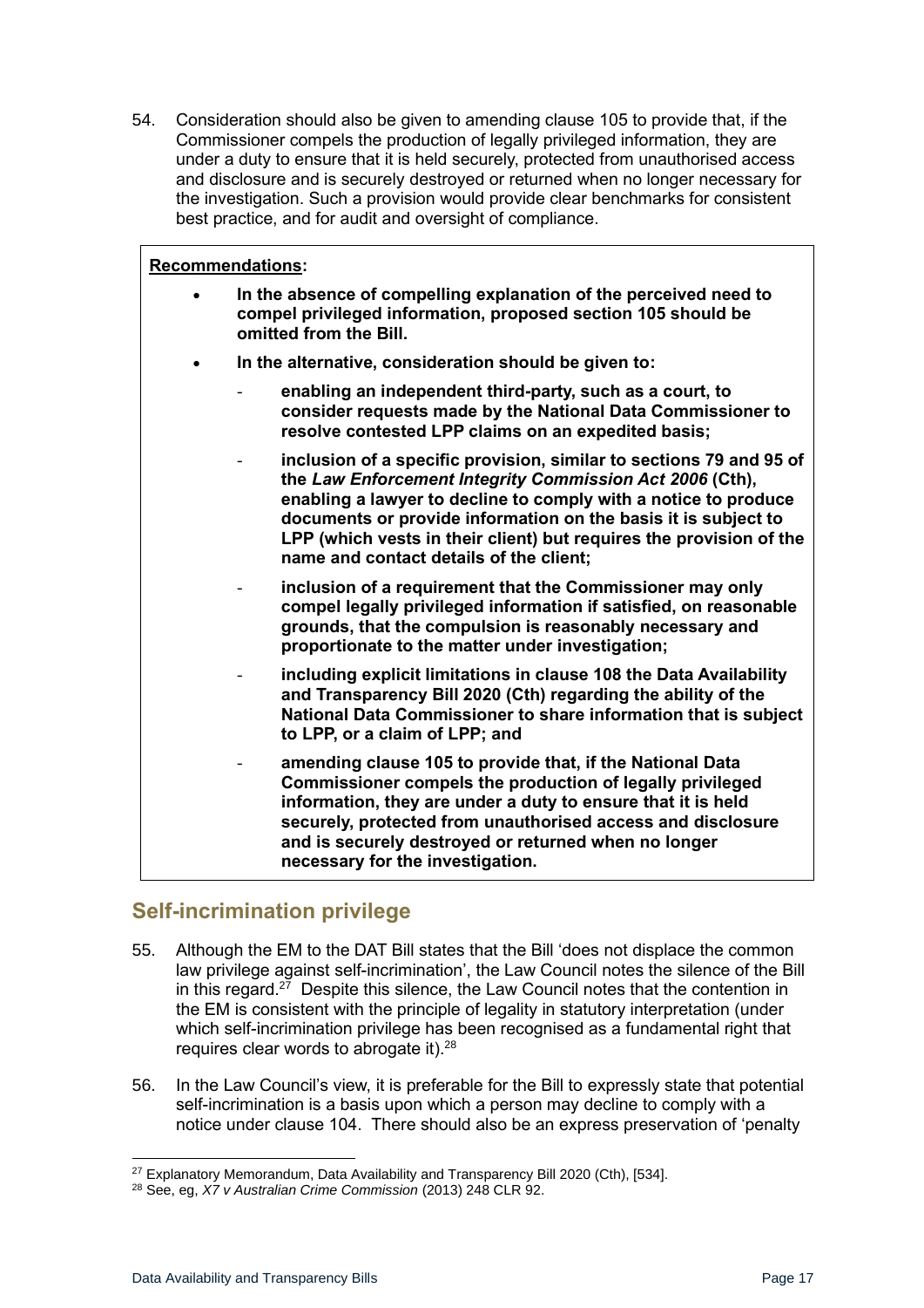54. Consideration should also be given to amending clause 105 to provide that, if the Commissioner compels the production of legally privileged information, they are under a duty to ensure that it is held securely, protected from unauthorised access and disclosure and is securely destroyed or returned when no longer necessary for the investigation. Such a provision would provide clear benchmarks for consistent best practice, and for audit and oversight of compliance.

> **Recommendations:**
>
> - **In the absence of compelling explanation of the perceived need to compel privileged information, proposed section 105 should be omitted from the Bill.**
> - **In the alternative, consideration should be given to:**
>   - **enabling an independent third-party, such as a court, to consider requests made by the National Data Commissioner to resolve contested LPP claims on an expedited basis;**
>   - **inclusion of a specific provision, similar to sections 79 and 95 of the *Law Enforcement Integrity Commission Act 2006* (Cth), enabling a lawyer to decline to comply with a notice to produce documents or provide information on the basis it is subject to LPP (which vests in their client) but requires the provision of the name and contact details of the client;**
>   - **inclusion of a requirement that the Commissioner may only compel legally privileged information if satisfied, on reasonable grounds, that the compulsion is reasonably necessary and proportionate to the matter under investigation;**
>   - **including explicit limitations in clause 108 the Data Availability and Transparency Bill 2020 (Cth) regarding the ability of the National Data Commissioner to share information that is subject to LPP, or a claim of LPP; and**
>   - **amending clause 105 to provide that, if the National Data Commissioner compels the production of legally privileged information, they are under a duty to ensure that it is held securely, protected from unauthorised access and disclosure and is securely destroyed or returned when no longer necessary for the investigation.**

## Self-incrimination privilege

55. Although the EM to the DAT Bill states that the Bill 'does not displace the common law privilege against self-incrimination', the Law Council notes the silence of the Bill in this regard.[27] Despite this silence, the Law Council notes that the contention in the EM is consistent with the principle of legality in statutory interpretation (under which self-incrimination privilege has been recognised as a fundamental right that requires clear words to abrogate it).[28]

56. In the Law Council's view, it is preferable for the Bill to expressly state that potential self-incrimination is a basis upon which a person may decline to comply with a notice under clause 104. There should also be an express preservation of 'penalty

---

[27] Explanatory Memorandum, Data Availability and Transparency Bill 2020 (Cth), [534].

[28] See, eg, *X7 v Australian Crime Commission* (2013) 248 CLR 92.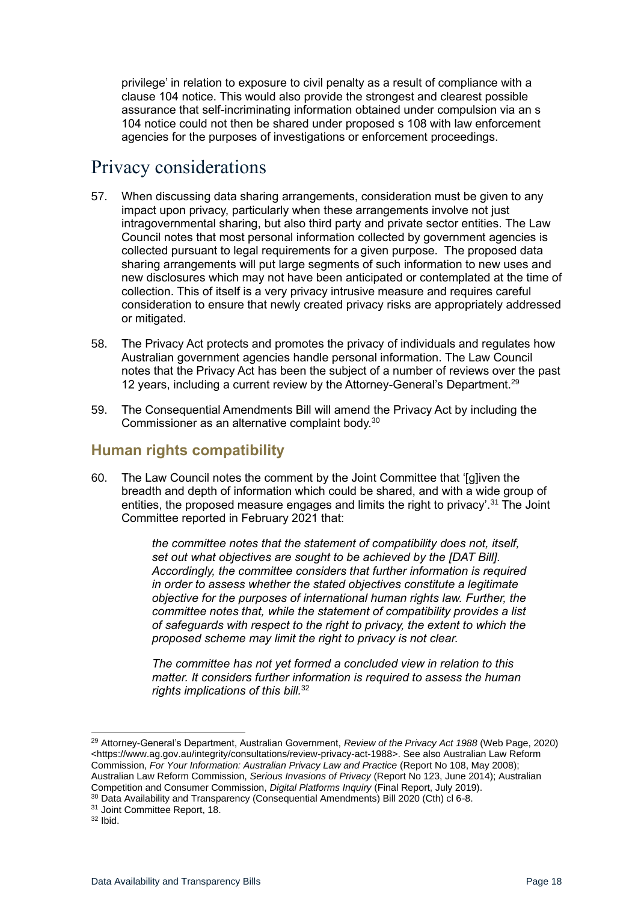privilege' in relation to exposure to civil penalty as a result of compliance with a clause 104 notice. This would also provide the strongest and clearest possible assurance that self-incriminating information obtained under compulsion via an s 104 notice could not then be shared under proposed s 108 with law enforcement agencies for the purposes of investigations or enforcement proceedings.

# Privacy considerations

57. When discussing data sharing arrangements, consideration must be given to any impact upon privacy, particularly when these arrangements involve not just intragovernmental sharing, but also third party and private sector entities. The Law Council notes that most personal information collected by government agencies is collected pursuant to legal requirements for a given purpose. The proposed data sharing arrangements will put large segments of such information to new uses and new disclosures which may not have been anticipated or contemplated at the time of collection. This of itself is a very privacy intrusive measure and requires careful consideration to ensure that newly created privacy risks are appropriately addressed or mitigated.

58. The Privacy Act protects and promotes the privacy of individuals and regulates how Australian government agencies handle personal information. The Law Council notes that the Privacy Act has been the subject of a number of reviews over the past 12 years, including a current review by the Attorney-General's Department.[29]

59. The Consequential Amendments Bill will amend the Privacy Act by including the Commissioner as an alternative complaint body.[30]

## Human rights compatibility

60. The Law Council notes the comment by the Joint Committee that '[g]iven the breadth and depth of information which could be shared, and with a wide group of entities, the proposed measure engages and limits the right to privacy'.[31] The Joint Committee reported in February 2021 that:

> *the committee notes that the statement of compatibility does not, itself, set out what objectives are sought to be achieved by the [DAT Bill]. Accordingly, the committee considers that further information is required in order to assess whether the stated objectives constitute a legitimate objective for the purposes of international human rights law. Further, the committee notes that, while the statement of compatibility provides a list of safeguards with respect to the right to privacy, the extent to which the proposed scheme may limit the right to privacy is not clear.*
>
> *The committee has not yet formed a concluded view in relation to this matter. It considers further information is required to assess the human rights implications of this bill.*[32]

---

[29] Attorney-General's Department, Australian Government, *Review of the Privacy Act 1988* (Web Page, 2020) <https://www.ag.gov.au/integrity/consultations/review-privacy-act-1988>. See also Australian Law Reform Commission, *For Your Information: Australian Privacy Law and Practice* (Report No 108, May 2008); Australian Law Reform Commission, *Serious Invasions of Privacy* (Report No 123, June 2014); Australian Competition and Consumer Commission, *Digital Platforms Inquiry* (Final Report, July 2019).

[30] Data Availability and Transparency (Consequential Amendments) Bill 2020 (Cth) cl 6-8.

[31] Joint Committee Report, 18.

[32] Ibid.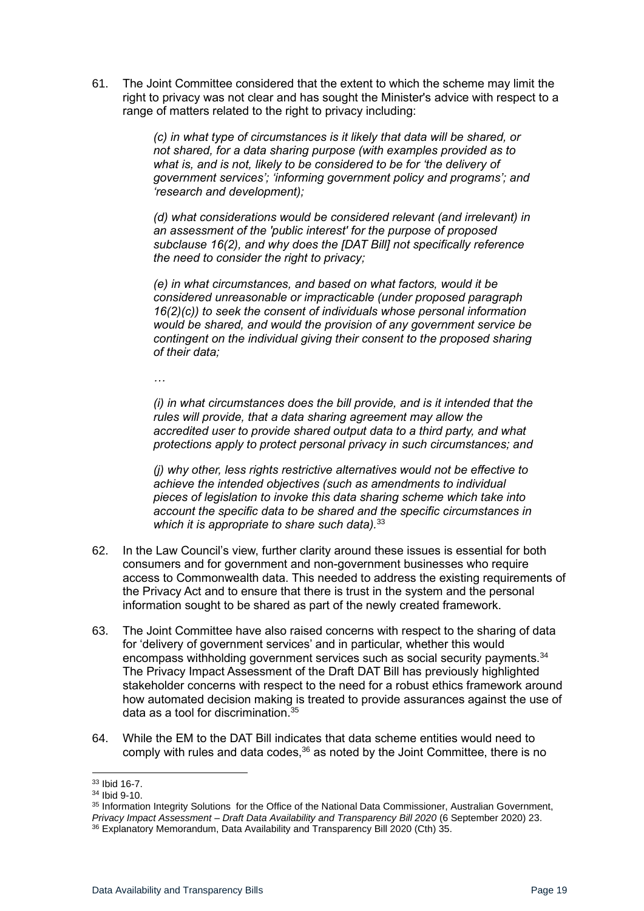61. The Joint Committee considered that the extent to which the scheme may limit the right to privacy was not clear and has sought the Minister's advice with respect to a range of matters related to the right to privacy including:

    > *(c) in what type of circumstances is it likely that data will be shared, or not shared, for a data sharing purpose (with examples provided as to what is, and is not, likely to be considered to be for 'the delivery of government services'; 'informing government policy and programs'; and 'research and development);*
    >
    > *(d) what considerations would be considered relevant (and irrelevant) in an assessment of the 'public interest' for the purpose of proposed subclause 16(2), and why does the [DAT Bill] not specifically reference the need to consider the right to privacy;*
    >
    > *(e) in what circumstances, and based on what factors, would it be considered unreasonable or impracticable (under proposed paragraph 16(2)(c)) to seek the consent of individuals whose personal information would be shared, and would the provision of any government service be contingent on the individual giving their consent to the proposed sharing of their data;*
    >
    > …
    >
    > *(i) in what circumstances does the bill provide, and is it intended that the rules will provide, that a data sharing agreement may allow the accredited user to provide shared output data to a third party, and what protections apply to protect personal privacy in such circumstances; and*
    >
    > *(j) why other, less rights restrictive alternatives would not be effective to achieve the intended objectives (such as amendments to individual pieces of legislation to invoke this data sharing scheme which take into account the specific data to be shared and the specific circumstances in which it is appropriate to share such data).*[33]

62. In the Law Council's view, further clarity around these issues is essential for both consumers and for government and non-government businesses who require access to Commonwealth data. This needed to address the existing requirements of the Privacy Act and to ensure that there is trust in the system and the personal information sought to be shared as part of the newly created framework.

63. The Joint Committee have also raised concerns with respect to the sharing of data for 'delivery of government services' and in particular, whether this would encompass withholding government services such as social security payments.[34] The Privacy Impact Assessment of the Draft DAT Bill has previously highlighted stakeholder concerns with respect to the need for a robust ethics framework around how automated decision making is treated to provide assurances against the use of data as a tool for discrimination.[35]

64. While the EM to the DAT Bill indicates that data scheme entities would need to comply with rules and data codes,[36] as noted by the Joint Committee, there is no

---

[33] Ibid 16-7.

[34] Ibid 9-10.

[35] Information Integrity Solutions for the Office of the National Data Commissioner, Australian Government, *Privacy Impact Assessment – Draft Data Availability and Transparency Bill 2020* (6 September 2020) 23.

[36] Explanatory Memorandum, Data Availability and Transparency Bill 2020 (Cth) 35.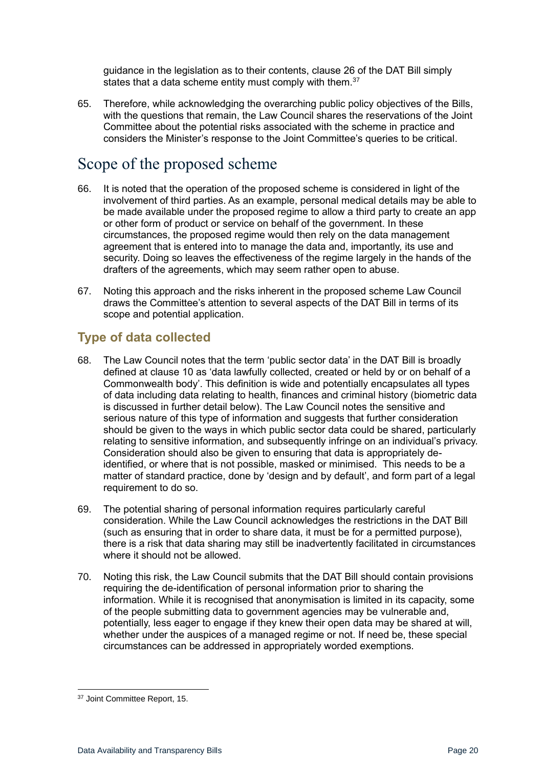guidance in the legislation as to their contents, clause 26 of the DAT Bill simply states that a data scheme entity must comply with them.[37]

65. Therefore, while acknowledging the overarching public policy objectives of the Bills, with the questions that remain, the Law Council shares the reservations of the Joint Committee about the potential risks associated with the scheme in practice and considers the Minister's response to the Joint Committee's queries to be critical.

# Scope of the proposed scheme

66. It is noted that the operation of the proposed scheme is considered in light of the involvement of third parties. As an example, personal medical details may be able to be made available under the proposed regime to allow a third party to create an app or other form of product or service on behalf of the government. In these circumstances, the proposed regime would then rely on the data management agreement that is entered into to manage the data and, importantly, its use and security. Doing so leaves the effectiveness of the regime largely in the hands of the drafters of the agreements, which may seem rather open to abuse.

67. Noting this approach and the risks inherent in the proposed scheme Law Council draws the Committee's attention to several aspects of the DAT Bill in terms of its scope and potential application.

## Type of data collected

68. The Law Council notes that the term 'public sector data' in the DAT Bill is broadly defined at clause 10 as 'data lawfully collected, created or held by or on behalf of a Commonwealth body'. This definition is wide and potentially encapsulates all types of data including data relating to health, finances and criminal history (biometric data is discussed in further detail below). The Law Council notes the sensitive and serious nature of this type of information and suggests that further consideration should be given to the ways in which public sector data could be shared, particularly relating to sensitive information, and subsequently infringe on an individual's privacy. Consideration should also be given to ensuring that data is appropriately de-identified, or where that is not possible, masked or minimised. This needs to be a matter of standard practice, done by 'design and by default', and form part of a legal requirement to do so.

69. The potential sharing of personal information requires particularly careful consideration. While the Law Council acknowledges the restrictions in the DAT Bill (such as ensuring that in order to share data, it must be for a permitted purpose), there is a risk that data sharing may still be inadvertently facilitated in circumstances where it should not be allowed.

70. Noting this risk, the Law Council submits that the DAT Bill should contain provisions requiring the de-identification of personal information prior to sharing the information. While it is recognised that anonymisation is limited in its capacity, some of the people submitting data to government agencies may be vulnerable and, potentially, less eager to engage if they knew their open data may be shared at will, whether under the auspices of a managed regime or not. If need be, these special circumstances can be addressed in appropriately worded exemptions.

[37] Joint Committee Report, 15.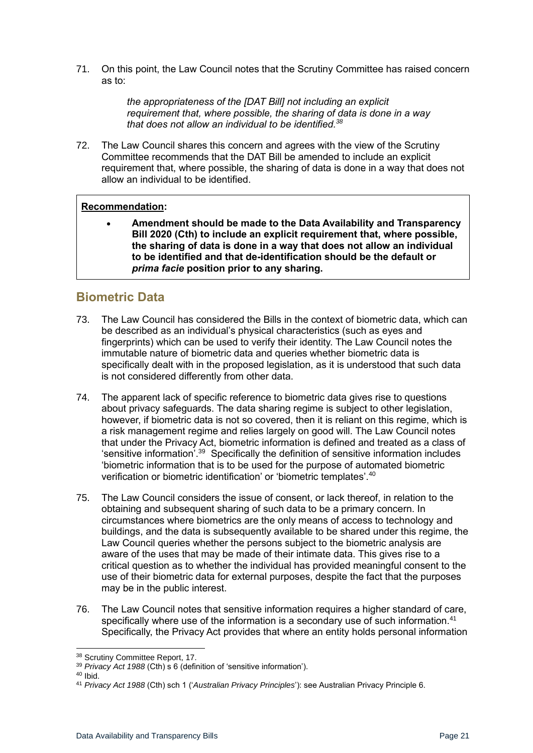71. On this point, the Law Council notes that the Scrutiny Committee has raised concern as to:

> *the appropriateness of the [DAT Bill] not including an explicit requirement that, where possible, the sharing of data is done in a way that does not allow an individual to be identified.*[38]

72. The Law Council shares this concern and agrees with the view of the Scrutiny Committee recommends that the DAT Bill be amended to include an explicit requirement that, where possible, the sharing of data is done in a way that does not allow an individual to be identified.

> **Recommendation:**
>
> - **Amendment should be made to the Data Availability and Transparency Bill 2020 (Cth) to include an explicit requirement that, where possible, the sharing of data is done in a way that does not allow an individual to be identified and that de-identification should be the default or *prima facie* position prior to any sharing.**

## Biometric Data

73. The Law Council has considered the Bills in the context of biometric data, which can be described as an individual's physical characteristics (such as eyes and fingerprints) which can be used to verify their identity. The Law Council notes the immutable nature of biometric data and queries whether biometric data is specifically dealt with in the proposed legislation, as it is understood that such data is not considered differently from other data.

74. The apparent lack of specific reference to biometric data gives rise to questions about privacy safeguards. The data sharing regime is subject to other legislation, however, if biometric data is not so covered, then it is reliant on this regime, which is a risk management regime and relies largely on good will. The Law Council notes that under the Privacy Act, biometric information is defined and treated as a class of 'sensitive information'.[39] Specifically the definition of sensitive information includes 'biometric information that is to be used for the purpose of automated biometric verification or biometric identification' or 'biometric templates'.[40]

75. The Law Council considers the issue of consent, or lack thereof, in relation to the obtaining and subsequent sharing of such data to be a primary concern. In circumstances where biometrics are the only means of access to technology and buildings, and the data is subsequently available to be shared under this regime, the Law Council queries whether the persons subject to the biometric analysis are aware of the uses that may be made of their intimate data. This gives rise to a critical question as to whether the individual has provided meaningful consent to the use of their biometric data for external purposes, despite the fact that the purposes may be in the public interest.

76. The Law Council notes that sensitive information requires a higher standard of care, specifically where use of the information is a secondary use of such information.[41] Specifically, the Privacy Act provides that where an entity holds personal information

---

[38] Scrutiny Committee Report, 17.

[39] *Privacy Act 1988* (Cth) s 6 (definition of 'sensitive information').

[40] Ibid.

[41] *Privacy Act 1988* (Cth) sch 1 ('*Australian Privacy Principles*'): see Australian Privacy Principle 6.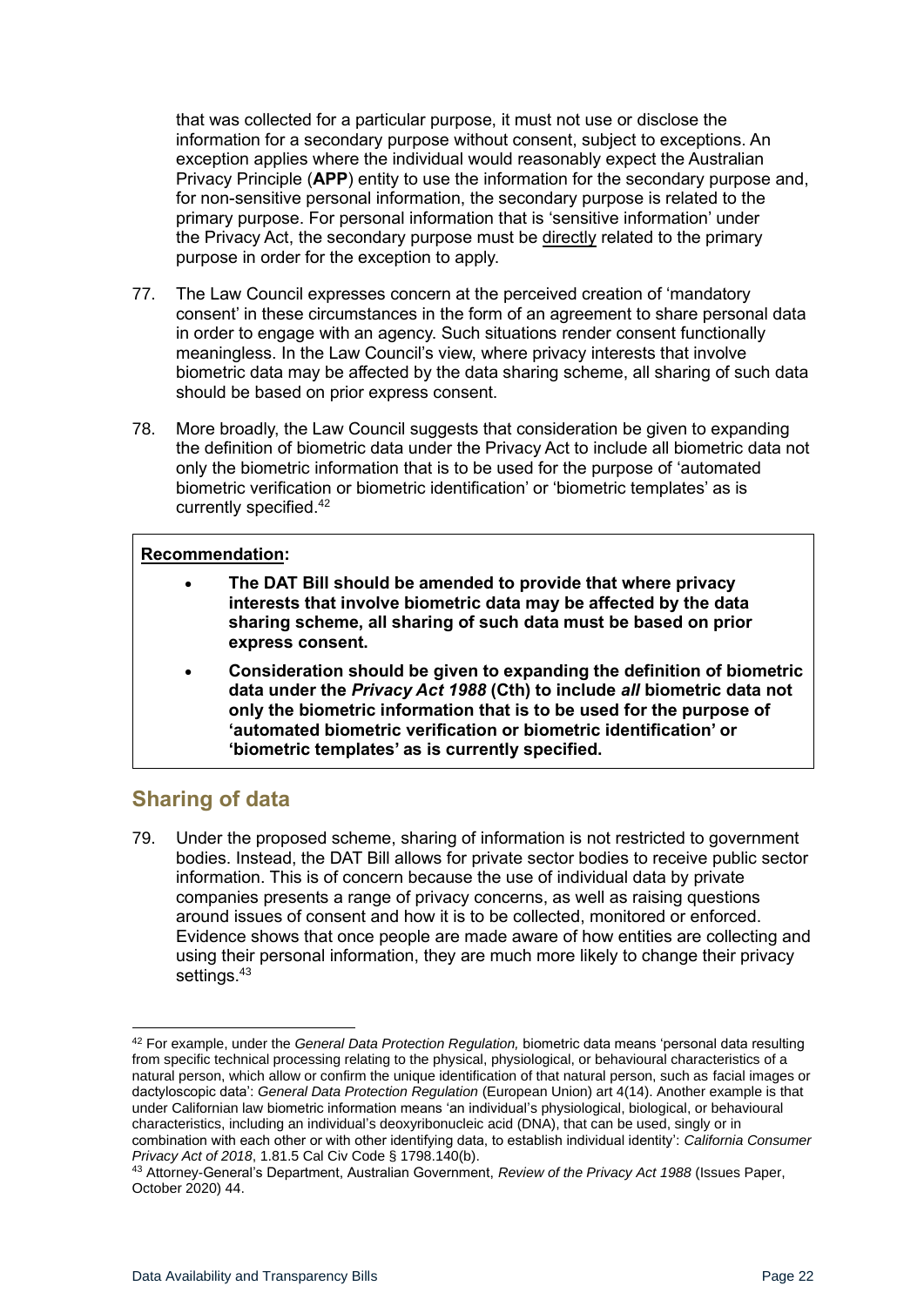that was collected for a particular purpose, it must not use or disclose the information for a secondary purpose without consent, subject to exceptions. An exception applies where the individual would reasonably expect the Australian Privacy Principle (**APP**) entity to use the information for the secondary purpose and, for non-sensitive personal information, the secondary purpose is related to the primary purpose. For personal information that is 'sensitive information' under the Privacy Act, the secondary purpose must be directly related to the primary purpose in order for the exception to apply.

77. The Law Council expresses concern at the perceived creation of 'mandatory consent' in these circumstances in the form of an agreement to share personal data in order to engage with an agency. Such situations render consent functionally meaningless. In the Law Council's view, where privacy interests that involve biometric data may be affected by the data sharing scheme, all sharing of such data should be based on prior express consent.

78. More broadly, the Law Council suggests that consideration be given to expanding the definition of biometric data under the Privacy Act to include all biometric data not only the biometric information that is to be used for the purpose of 'automated biometric verification or biometric identification' or 'biometric templates' as is currently specified.[42]

**Recommendation:**

- **The DAT Bill should be amended to provide that where privacy interests that involve biometric data may be affected by the data sharing scheme, all sharing of such data must be based on prior express consent.**
- **Consideration should be given to expanding the definition of biometric data under the *Privacy Act 1988* (Cth) to include *all* biometric data not only the biometric information that is to be used for the purpose of 'automated biometric verification or biometric identification' or 'biometric templates' as is currently specified.**

## Sharing of data

79. Under the proposed scheme, sharing of information is not restricted to government bodies. Instead, the DAT Bill allows for private sector bodies to receive public sector information. This is of concern because the use of individual data by private companies presents a range of privacy concerns, as well as raising questions around issues of consent and how it is to be collected, monitored or enforced. Evidence shows that once people are made aware of how entities are collecting and using their personal information, they are much more likely to change their privacy settings.[43]

---

[42] For example, under the *General Data Protection Regulation,* biometric data means 'personal data resulting from specific technical processing relating to the physical, physiological, or behavioural characteristics of a natural person, which allow or confirm the unique identification of that natural person, such as facial images or dactyloscopic data': *General Data Protection Regulation* (European Union) art 4(14). Another example is that under Californian law biometric information means 'an individual's physiological, biological, or behavioural characteristics, including an individual's deoxyribonucleic acid (DNA), that can be used, singly or in combination with each other or with other identifying data, to establish individual identity': *California Consumer Privacy Act of 2018*, 1.81.5 Cal Civ Code § 1798.140(b).

[43] Attorney-General's Department, Australian Government, *Review of the Privacy Act 1988* (Issues Paper, October 2020) 44.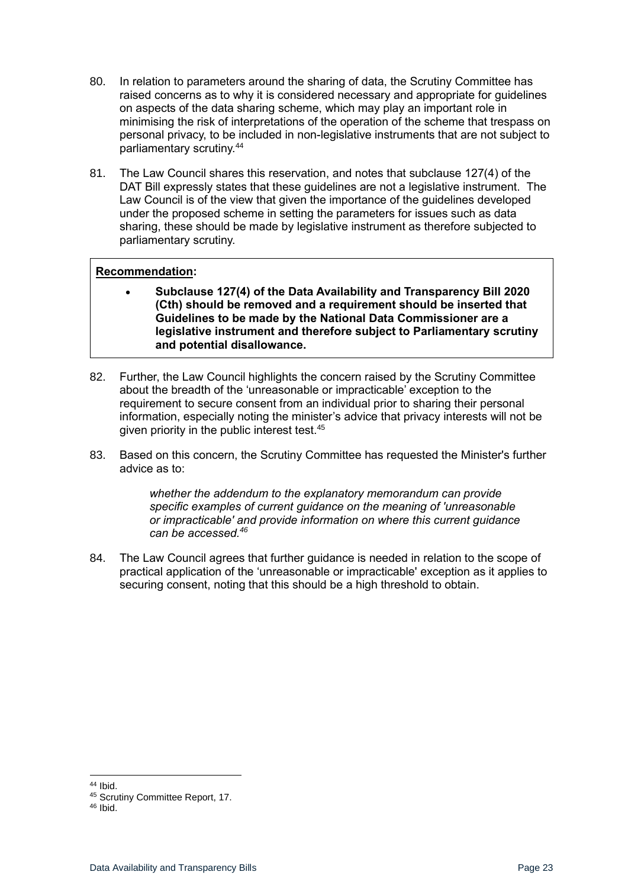80. In relation to parameters around the sharing of data, the Scrutiny Committee has raised concerns as to why it is considered necessary and appropriate for guidelines on aspects of the data sharing scheme, which may play an important role in minimising the risk of interpretations of the operation of the scheme that trespass on personal privacy, to be included in non-legislative instruments that are not subject to parliamentary scrutiny.[44]

81. The Law Council shares this reservation, and notes that subclause 127(4) of the DAT Bill expressly states that these guidelines are not a legislative instrument. The Law Council is of the view that given the importance of the guidelines developed under the proposed scheme in setting the parameters for issues such as data sharing, these should be made by legislative instrument as therefore subjected to parliamentary scrutiny.

> **Recommendation:**
>
> - **Subclause 127(4) of the Data Availability and Transparency Bill 2020 (Cth) should be removed and a requirement should be inserted that Guidelines to be made by the National Data Commissioner are a legislative instrument and therefore subject to Parliamentary scrutiny and potential disallowance.**

82. Further, the Law Council highlights the concern raised by the Scrutiny Committee about the breadth of the 'unreasonable or impracticable' exception to the requirement to secure consent from an individual prior to sharing their personal information, especially noting the minister's advice that privacy interests will not be given priority in the public interest test.[45]

83. Based on this concern, the Scrutiny Committee has requested the Minister's further advice as to:

> *whether the addendum to the explanatory memorandum can provide specific examples of current guidance on the meaning of 'unreasonable or impracticable' and provide information on where this current guidance can be accessed.[46]*

84. The Law Council agrees that further guidance is needed in relation to the scope of practical application of the 'unreasonable or impracticable' exception as it applies to securing consent, noting that this should be a high threshold to obtain.

---

[44] Ibid.

[45] Scrutiny Committee Report, 17.

[46] Ibid.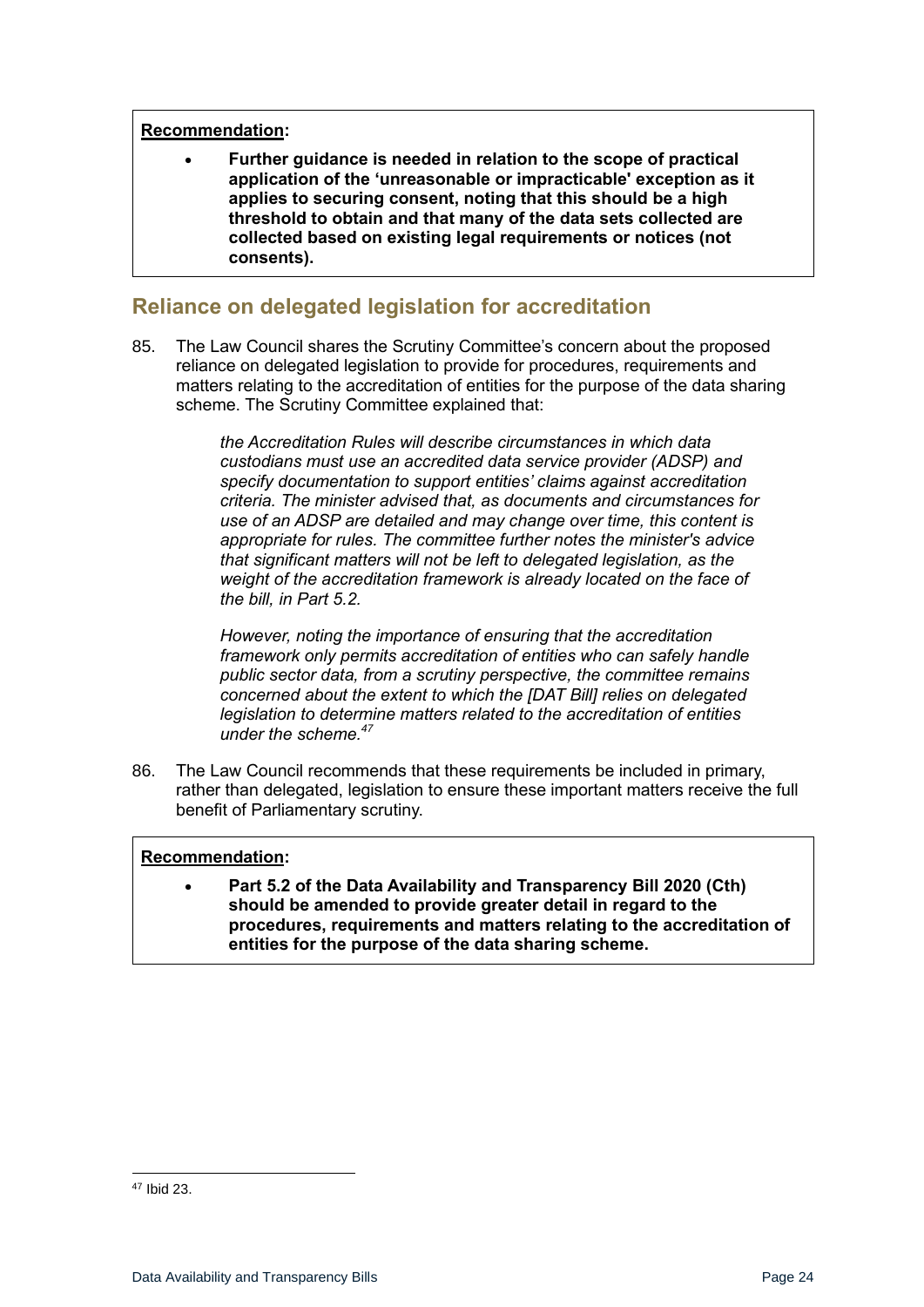**Recommendation:**

- **Further guidance is needed in relation to the scope of practical application of the 'unreasonable or impracticable' exception as it applies to securing consent, noting that this should be a high threshold to obtain and that many of the data sets collected are collected based on existing legal requirements or notices (not consents).**

## Reliance on delegated legislation for accreditation

85. The Law Council shares the Scrutiny Committee's concern about the proposed reliance on delegated legislation to provide for procedures, requirements and matters relating to the accreditation of entities for the purpose of the data sharing scheme. The Scrutiny Committee explained that:

> *the Accreditation Rules will describe circumstances in which data custodians must use an accredited data service provider (ADSP) and specify documentation to support entities' claims against accreditation criteria. The minister advised that, as documents and circumstances for use of an ADSP are detailed and may change over time, this content is appropriate for rules. The committee further notes the minister's advice that significant matters will not be left to delegated legislation, as the weight of the accreditation framework is already located on the face of the bill, in Part 5.2.*
>
> *However, noting the importance of ensuring that the accreditation framework only permits accreditation of entities who can safely handle public sector data, from a scrutiny perspective, the committee remains concerned about the extent to which the [DAT Bill] relies on delegated legislation to determine matters related to the accreditation of entities under the scheme.*[47]

86. The Law Council recommends that these requirements be included in primary, rather than delegated, legislation to ensure these important matters receive the full benefit of Parliamentary scrutiny.

**Recommendation:**

- **Part 5.2 of the Data Availability and Transparency Bill 2020 (Cth) should be amended to provide greater detail in regard to the procedures, requirements and matters relating to the accreditation of entities for the purpose of the data sharing scheme.**

---

[47] Ibid 23.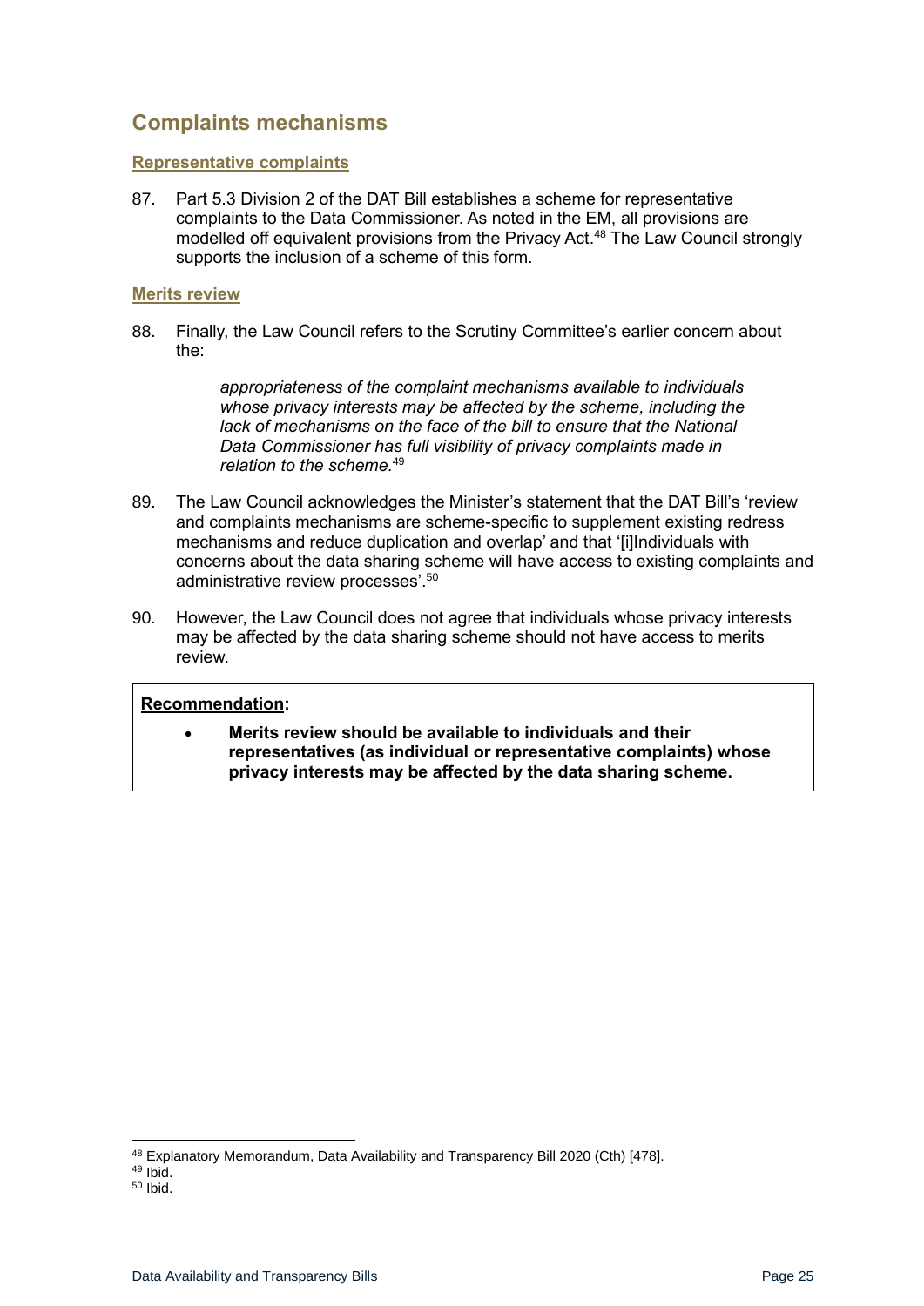## Complaints mechanisms

### Representative complaints

87. Part 5.3 Division 2 of the DAT Bill establishes a scheme for representative complaints to the Data Commissioner. As noted in the EM, all provisions are modelled off equivalent provisions from the Privacy Act.[48] The Law Council strongly supports the inclusion of a scheme of this form.

### Merits review

88. Finally, the Law Council refers to the Scrutiny Committee's earlier concern about the:

> *appropriateness of the complaint mechanisms available to individuals whose privacy interests may be affected by the scheme, including the lack of mechanisms on the face of the bill to ensure that the National Data Commissioner has full visibility of privacy complaints made in relation to the scheme.*[49]

89. The Law Council acknowledges the Minister's statement that the DAT Bill's 'review and complaints mechanisms are scheme-specific to supplement existing redress mechanisms and reduce duplication and overlap' and that '[i]Individuals with concerns about the data sharing scheme will have access to existing complaints and administrative review processes'.[50]

90. However, the Law Council does not agree that individuals whose privacy interests may be affected by the data sharing scheme should not have access to merits review.

**Recommendation:**

- **Merits review should be available to individuals and their representatives (as individual or representative complaints) whose privacy interests may be affected by the data sharing scheme.**

---

[48] Explanatory Memorandum, Data Availability and Transparency Bill 2020 (Cth) [478].

[49] Ibid.

[50] Ibid.